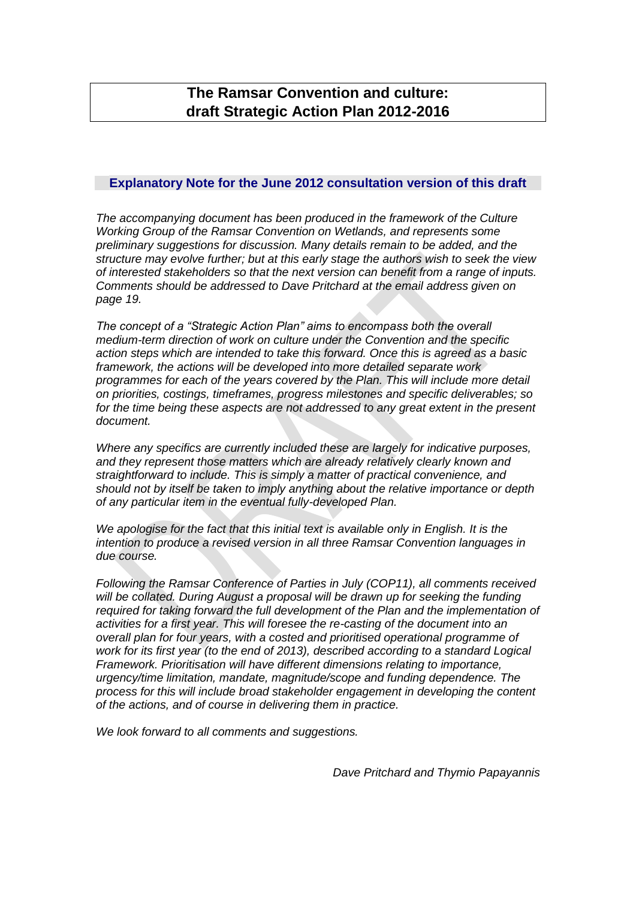# The Ramsar Convention and culture: draft Strategic Action Plan 2012-2016

## Explanatory Note for the June 2012 consultation version of this draft

*The accompanying document has been produced in the framework of the Culture Working Group of the Ramsar Convention on Wetlands, and represents some preliminary suggestions for discussion. Many details remain to be added, and the structure may evolve further; but at this early stage the authors wish to seek the view of interested stakeholders so that the next version can benefit from a range of inputs. Comments should be addressed to Dave Pritchard at the email address given on page 19.*

*The concept of a "Strategic Action Plan" aims to encompass both the overall medium-term direction of work on culture under the Convention and the specific action steps which are intended to take this forward. Once this is agreed as a basic framework, the actions will be developed into more detailed separate work programmes for each of the years covered by the Plan. This will include more detail on priorities, costings, timeframes, progress milestones and specific deliverables; so for the time being these aspects are not addressed to any great extent in the present document.*

*Where any specifics are currently included these are largely for indicative purposes, and they represent those matters which are already relatively clearly known and straightforward to include. This is simply a matter of practical convenience, and should not by itself be taken to imply anything about the relative importance or depth of any particular item in the eventual fully-developed Plan.*

*We apologise for the fact that this initial text is available only in English. It is the intention to produce a revised version in all three Ramsar Convention languages in due course.*

*Following the Ramsar Conference of Parties in July (COP11), all comments received will be collated. During August a proposal will be drawn up for seeking the funding required for taking forward the full development of the Plan and the implementation of activities for a first year. This will foresee the re-casting of the document into an overall plan for four years, with a costed and prioritised operational programme of work for its first year (to the end of 2013), described according to a standard Logical Framework. Prioritisation will have different dimensions relating to importance, urgency/time limitation, mandate, magnitude/scope and funding dependence. The process for this will include broad stakeholder engagement in developing the content of the actions, and of course in delivering them in practice.*

*We look forward to all comments and suggestions.*

*Dave Pritchard and Thymio Papayannis*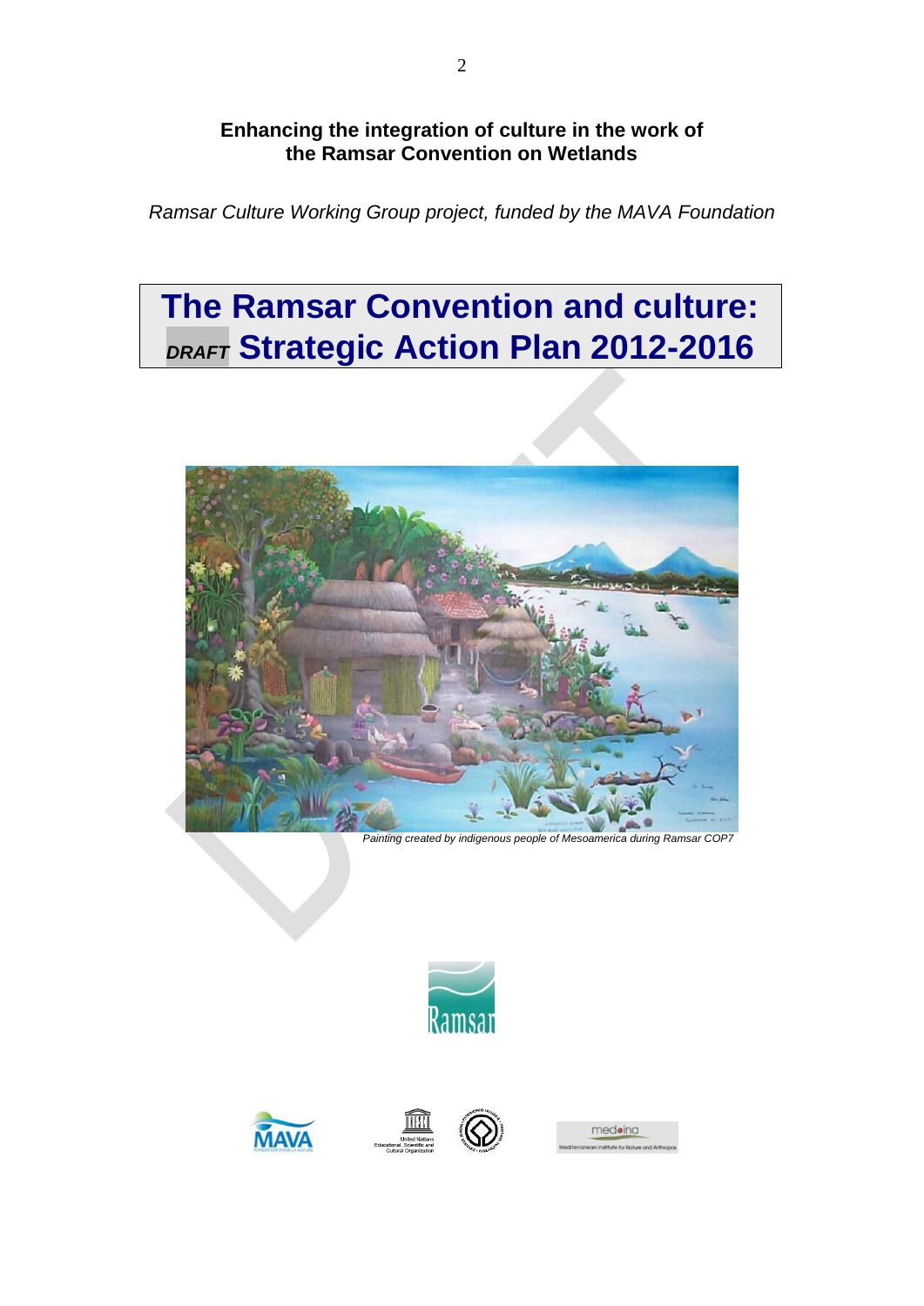**Enhancing the integration of culture in the work of the Ramsar Convention on Wetlands**

*Ramsar Culture Working Group project, funded by the MAVA Foundation*

# The Ramsar Convention and culture: *DRAFT* Strategic Action Plan 2012-2016

*Painting created by indigenous people of Mesoamerica during Ramsar COP7*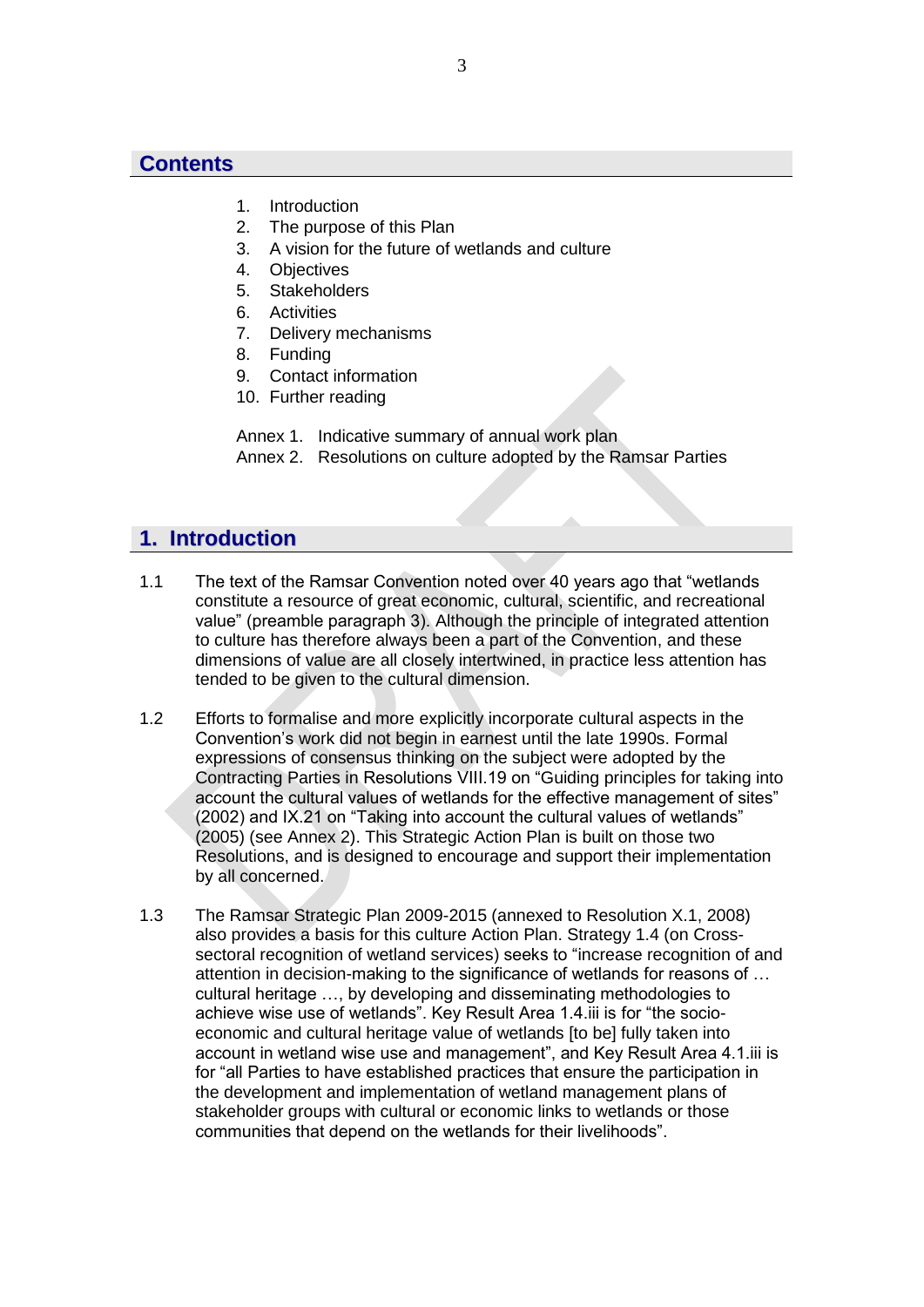## Contents

1. Introduction
2. The purpose of this Plan
3. A vision for the future of wetlands and culture
4. Objectives
5. Stakeholders
6. Activities
7. Delivery mechanisms
8. Funding
9. Contact information
10. Further reading

Annex 1. Indicative summary of annual work plan
Annex 2. Resolutions on culture adopted by the Ramsar Parties

## 1. Introduction

1.1 The text of the Ramsar Convention noted over 40 years ago that "wetlands constitute a resource of great economic, cultural, scientific, and recreational value" (preamble paragraph 3). Although the principle of integrated attention to culture has therefore always been a part of the Convention, and these dimensions of value are all closely intertwined, in practice less attention has tended to be given to the cultural dimension.

1.2 Efforts to formalise and more explicitly incorporate cultural aspects in the Convention's work did not begin in earnest until the late 1990s. Formal expressions of consensus thinking on the subject were adopted by the Contracting Parties in Resolutions VIII.19 on "Guiding principles for taking into account the cultural values of wetlands for the effective management of sites" (2002) and IX.21 on "Taking into account the cultural values of wetlands" (2005) (see Annex 2). This Strategic Action Plan is built on those two Resolutions, and is designed to encourage and support their implementation by all concerned.

1.3 The Ramsar Strategic Plan 2009-2015 (annexed to Resolution X.1, 2008) also provides a basis for this culture Action Plan. Strategy 1.4 (on Cross-sectoral recognition of wetland services) seeks to "increase recognition of and attention in decision-making to the significance of wetlands for reasons of … cultural heritage …, by developing and disseminating methodologies to achieve wise use of wetlands". Key Result Area 1.4.iii is for "the socio-economic and cultural heritage value of wetlands [to be] fully taken into account in wetland wise use and management", and Key Result Area 4.1.iii is for "all Parties to have established practices that ensure the participation in the development and implementation of wetland management plans of stakeholder groups with cultural or economic links to wetlands or those communities that depend on the wetlands for their livelihoods".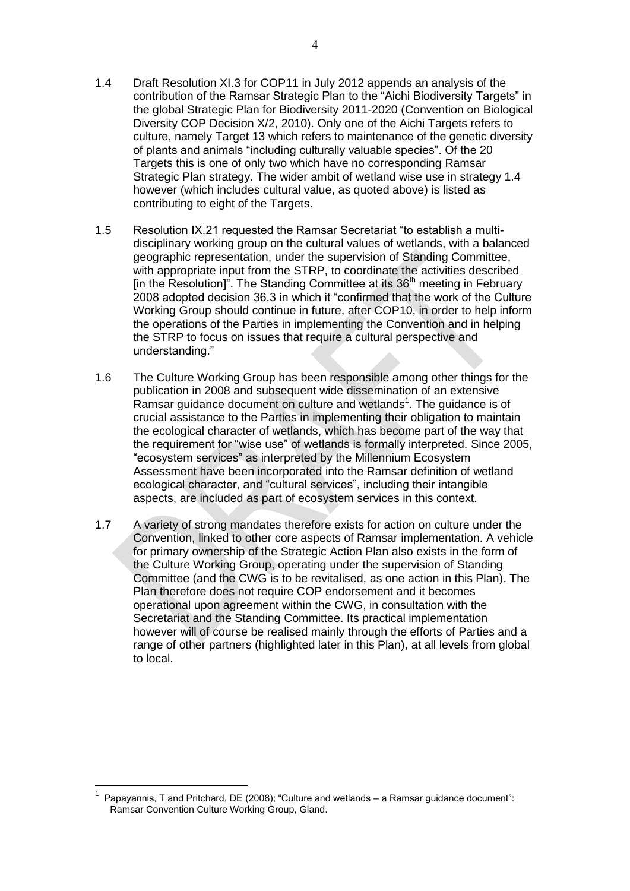1.4 Draft Resolution XI.3 for COP11 in July 2012 appends an analysis of the contribution of the Ramsar Strategic Plan to the "Aichi Biodiversity Targets" in the global Strategic Plan for Biodiversity 2011-2020 (Convention on Biological Diversity COP Decision X/2, 2010). Only one of the Aichi Targets refers to culture, namely Target 13 which refers to maintenance of the genetic diversity of plants and animals "including culturally valuable species". Of the 20 Targets this is one of only two which have no corresponding Ramsar Strategic Plan strategy. The wider ambit of wetland wise use in strategy 1.4 however (which includes cultural value, as quoted above) is listed as contributing to eight of the Targets.

1.5 Resolution IX.21 requested the Ramsar Secretariat "to establish a multi-disciplinary working group on the cultural values of wetlands, with a balanced geographic representation, under the supervision of Standing Committee, with appropriate input from the STRP, to coordinate the activities described [in the Resolution]". The Standing Committee at its 36th meeting in February 2008 adopted decision 36.3 in which it "confirmed that the work of the Culture Working Group should continue in future, after COP10, in order to help inform the operations of the Parties in implementing the Convention and in helping the STRP to focus on issues that require a cultural perspective and understanding."

1.6 The Culture Working Group has been responsible among other things for the publication in 2008 and subsequent wide dissemination of an extensive Ramsar guidance document on culture and wetlands[1]. The guidance is of crucial assistance to the Parties in implementing their obligation to maintain the ecological character of wetlands, which has become part of the way that the requirement for "wise use" of wetlands is formally interpreted. Since 2005, "ecosystem services" as interpreted by the Millennium Ecosystem Assessment have been incorporated into the Ramsar definition of wetland ecological character, and "cultural services", including their intangible aspects, are included as part of ecosystem services in this context.

1.7 A variety of strong mandates therefore exists for action on culture under the Convention, linked to other core aspects of Ramsar implementation. A vehicle for primary ownership of the Strategic Action Plan also exists in the form of the Culture Working Group, operating under the supervision of Standing Committee (and the CWG is to be revitalised, as one action in this Plan). The Plan therefore does not require COP endorsement and it becomes operational upon agreement within the CWG, in consultation with the Secretariat and the Standing Committee. Its practical implementation however will of course be realised mainly through the efforts of Parties and a range of other partners (highlighted later in this Plan), at all levels from global to local.

---

[1] Papayannis, T and Pritchard, DE (2008); "Culture and wetlands – a Ramsar guidance document": Ramsar Convention Culture Working Group, Gland.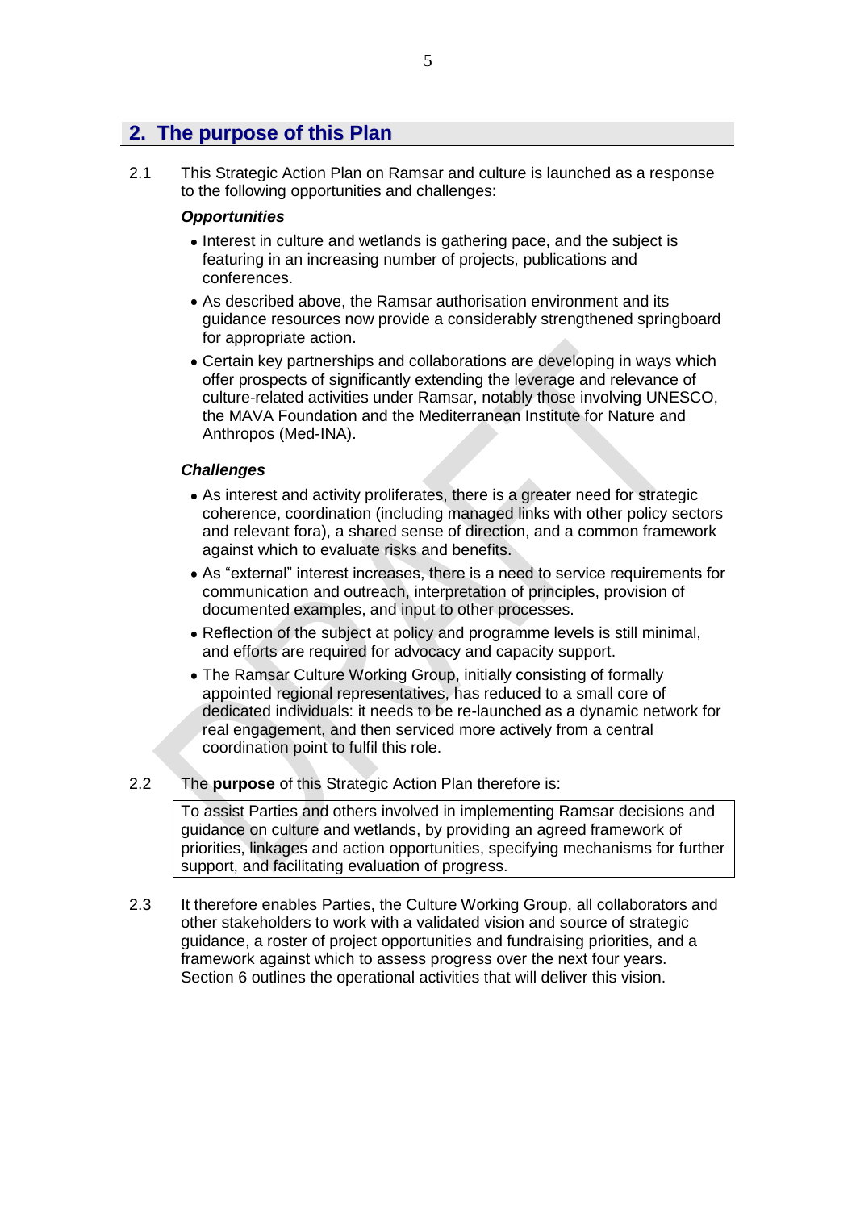## 2. The purpose of this Plan

2.1 This Strategic Action Plan on Ramsar and culture is launched as a response to the following opportunities and challenges:

***Opportunities***

- Interest in culture and wetlands is gathering pace, and the subject is featuring in an increasing number of projects, publications and conferences.
- As described above, the Ramsar authorisation environment and its guidance resources now provide a considerably strengthened springboard for appropriate action.
- Certain key partnerships and collaborations are developing in ways which offer prospects of significantly extending the leverage and relevance of culture-related activities under Ramsar, notably those involving UNESCO, the MAVA Foundation and the Mediterranean Institute for Nature and Anthropos (Med-INA).

***Challenges***

- As interest and activity proliferates, there is a greater need for strategic coherence, coordination (including managed links with other policy sectors and relevant fora), a shared sense of direction, and a common framework against which to evaluate risks and benefits.
- As "external" interest increases, there is a need to service requirements for communication and outreach, interpretation of principles, provision of documented examples, and input to other processes.
- Reflection of the subject at policy and programme levels is still minimal, and efforts are required for advocacy and capacity support.
- The Ramsar Culture Working Group, initially consisting of formally appointed regional representatives, has reduced to a small core of dedicated individuals: it needs to be re-launched as a dynamic network for real engagement, and then serviced more actively from a central coordination point to fulfil this role.

2.2 The **purpose** of this Strategic Action Plan therefore is:

| To assist Parties and others involved in implementing Ramsar decisions and guidance on culture and wetlands, by providing an agreed framework of priorities, linkages and action opportunities, specifying mechanisms for further support, and facilitating evaluation of progress. |
|---|

2.3 It therefore enables Parties, the Culture Working Group, all collaborators and other stakeholders to work with a validated vision and source of strategic guidance, a roster of project opportunities and fundraising priorities, and a framework against which to assess progress over the next four years. Section 6 outlines the operational activities that will deliver this vision.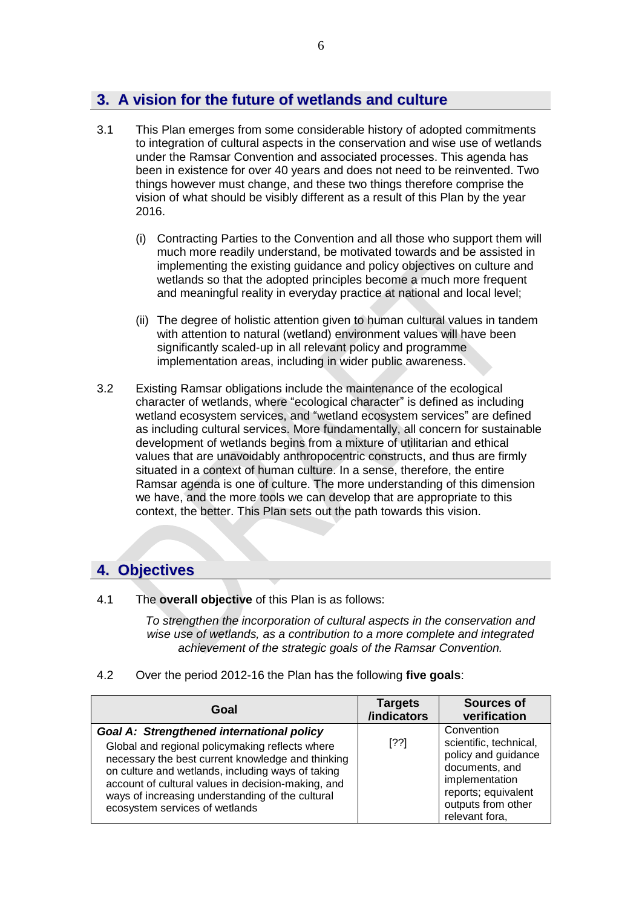## 3. A vision for the future of wetlands and culture

3.1 This Plan emerges from some considerable history of adopted commitments to integration of cultural aspects in the conservation and wise use of wetlands under the Ramsar Convention and associated processes. This agenda has been in existence for over 40 years and does not need to be reinvented. Two things however must change, and these two things therefore comprise the vision of what should be visibly different as a result of this Plan by the year 2016.

(i) Contracting Parties to the Convention and all those who support them will much more readily understand, be motivated towards and be assisted in implementing the existing guidance and policy objectives on culture and wetlands so that the adopted principles become a much more frequent and meaningful reality in everyday practice at national and local level;

(ii) The degree of holistic attention given to human cultural values in tandem with attention to natural (wetland) environment values will have been significantly scaled-up in all relevant policy and programme implementation areas, including in wider public awareness.

3.2 Existing Ramsar obligations include the maintenance of the ecological character of wetlands, where "ecological character" is defined as including wetland ecosystem services, and "wetland ecosystem services" are defined as including cultural services. More fundamentally, all concern for sustainable development of wetlands begins from a mixture of utilitarian and ethical values that are unavoidably anthropocentric constructs, and thus are firmly situated in a context of human culture. In a sense, therefore, the entire Ramsar agenda is one of culture. The more understanding of this dimension we have, and the more tools we can develop that are appropriate to this context, the better. This Plan sets out the path towards this vision.

## 4. Objectives

4.1 The **overall objective** of this Plan is as follows:

*To strengthen the incorporation of cultural aspects in the conservation and wise use of wetlands, as a contribution to a more complete and integrated achievement of the strategic goals of the Ramsar Convention.*

4.2 Over the period 2012-16 the Plan has the following **five goals**:

| Goal | Targets /indicators | Sources of verification |
|---|---|---|
| ***Goal A: Strengthened international policy*** Global and regional policymaking reflects where necessary the best current knowledge and thinking on culture and wetlands, including ways of taking account of cultural values in decision-making, and ways of increasing understanding of the cultural ecosystem services of wetlands | [??] | Convention scientific, technical, policy and guidance documents, and implementation reports; equivalent outputs from other relevant fora, |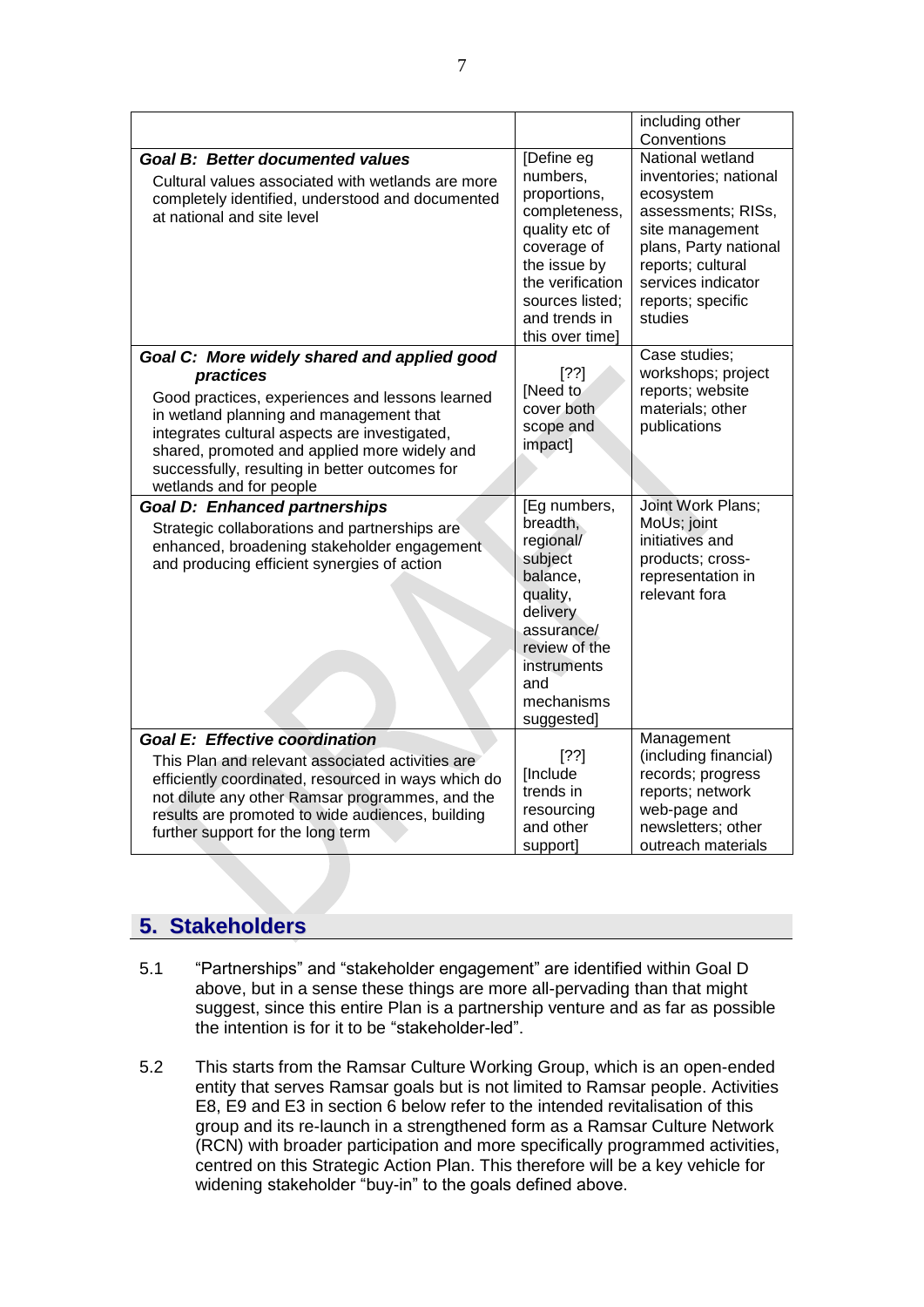| | | |
|---|---|---|
| | | including other Conventions |
| ***Goal B: Better documented values*** Cultural values associated with wetlands are more completely identified, understood and documented at national and site level | [Define eg numbers, proportions, completeness, quality etc of coverage of the issue by the verification sources listed; and trends in this over time] | National wetland inventories; national ecosystem assessments; RISs, site management plans, Party national reports; cultural services indicator reports; specific studies |
| ***Goal C: More widely shared and applied good practices*** Good practices, experiences and lessons learned in wetland planning and management that integrates cultural aspects are investigated, shared, promoted and applied more widely and successfully, resulting in better outcomes for wetlands and for people | [??] [Need to cover both scope and impact] | Case studies; workshops; project reports; website materials; other publications |
| ***Goal D: Enhanced partnerships*** Strategic collaborations and partnerships are enhanced, broadening stakeholder engagement and producing efficient synergies of action | [Eg numbers, breadth, regional/ subject balance, quality, delivery assurance/ review of the instruments and mechanisms suggested] | Joint Work Plans; MoUs; joint initiatives and products; cross-representation in relevant fora |
| ***Goal E: Effective coordination*** This Plan and relevant associated activities are efficiently coordinated, resourced in ways which do not dilute any other Ramsar programmes, and the results are promoted to wide audiences, building further support for the long term | [??] [Include trends in resourcing and other support] | Management (including financial) records; progress reports; network web-page and newsletters; other outreach materials |

## 5. Stakeholders

5.1 "Partnerships" and "stakeholder engagement" are identified within Goal D above, but in a sense these things are more all-pervading than that might suggest, since this entire Plan is a partnership venture and as far as possible the intention is for it to be "stakeholder-led".

5.2 This starts from the Ramsar Culture Working Group, which is an open-ended entity that serves Ramsar goals but is not limited to Ramsar people. Activities E8, E9 and E3 in section 6 below refer to the intended revitalisation of this group and its re-launch in a strengthened form as a Ramsar Culture Network (RCN) with broader participation and more specifically programmed activities, centred on this Strategic Action Plan. This therefore will be a key vehicle for widening stakeholder "buy-in" to the goals defined above.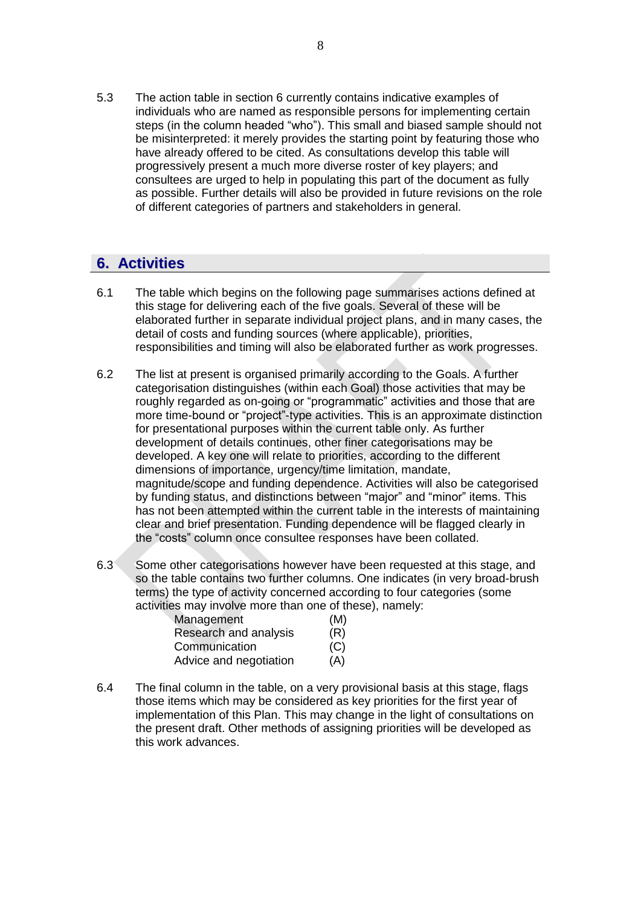5.3 The action table in section 6 currently contains indicative examples of individuals who are named as responsible persons for implementing certain steps (in the column headed “who”). This small and biased sample should not be misinterpreted: it merely provides the starting point by featuring those who have already offered to be cited. As consultations develop this table will progressively present a much more diverse roster of key players; and consultees are urged to help in populating this part of the document as fully as possible. Further details will also be provided in future revisions on the role of different categories of partners and stakeholders in general.

## 6. Activities

6.1 The table which begins on the following page summarises actions defined at this stage for delivering each of the five goals. Several of these will be elaborated further in separate individual project plans, and in many cases, the detail of costs and funding sources (where applicable), priorities, responsibilities and timing will also be elaborated further as work progresses.

6.2 The list at present is organised primarily according to the Goals. A further categorisation distinguishes (within each Goal) those activities that may be roughly regarded as on-going or “programmatic” activities and those that are more time-bound or “project”-type activities. This is an approximate distinction for presentational purposes within the current table only. As further development of details continues, other finer categorisations may be developed. A key one will relate to priorities, according to the different dimensions of importance, urgency/time limitation, mandate, magnitude/scope and funding dependence. Activities will also be categorised by funding status, and distinctions between “major” and “minor” items. This has not been attempted within the current table in the interests of maintaining clear and brief presentation. Funding dependence will be flagged clearly in the “costs” column once consultee responses have been collated.

6.3 Some other categorisations however have been requested at this stage, and so the table contains two further columns. One indicates (in very broad-brush terms) the type of activity concerned according to four categories (some activities may involve more than one of these), namely:

| | |
|---|---|
| Management | (M) |
| Research and analysis | (R) |
| Communication | (C) |
| Advice and negotiation | (A) |

6.4 The final column in the table, on a very provisional basis at this stage, flags those items which may be considered as key priorities for the first year of implementation of this Plan. This may change in the light of consultations on the present draft. Other methods of assigning priorities will be developed as this work advances.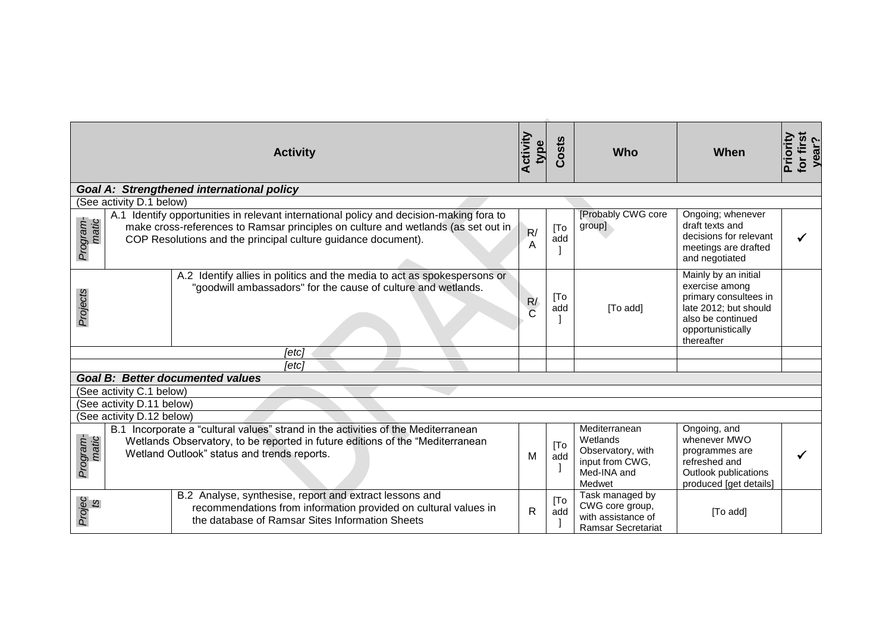| | Activity | Activity type | Costs | Who | When | Priority for first year? |
|---|---|---|---|---|---|---|
| ***Goal A: Strengthened international policy*** | | | | | | |
| (See activity D.1 below) | | | | | | |
| *Program-matic* | A.1 Identify opportunities in relevant international policy and decision-making fora to make cross-references to Ramsar principles on culture and wetlands (as set out in COP Resolutions and the principal culture guidance document). | R/A | [To add] | [Probably CWG core group] | Ongoing; whenever draft texts and decisions for relevant meetings are drafted and negotiated | ✓ |
| *Projects* | A.2 Identify allies in politics and the media to act as spokespersons or "goodwill ambassadors" for the cause of culture and wetlands. | R/C | [To add] | [To add] | Mainly by an initial exercise among primary consultees in late 2012; but should also be continued opportunistically thereafter | |
| | *[etc]* | | | | | |
| | *[etc]* | | | | | |
| ***Goal B: Better documented values*** | | | | | | |
| (See activity C.1 below) | | | | | | |
| (See activity D.11 below) | | | | | | |
| (See activity D.12 below) | | | | | | |
| *Program-matic* | B.1 Incorporate a "cultural values" strand in the activities of the Mediterranean Wetlands Observatory, to be reported in future editions of the "Mediterranean Wetland Outlook" status and trends reports. | M | [To add] | Mediterranean Wetlands Observatory, with input from CWG, Med-INA and Medwet | Ongoing, and whenever MWO programmes are refreshed and Outlook publications produced [get details] | ✓ |
| *Projects* | B.2 Analyse, synthesise, report and extract lessons and recommendations from information provided on cultural values in the database of Ramsar Sites Information Sheets | R | [To add] | Task managed by CWG core group, with assistance of Ramsar Secretariat | [To add] | |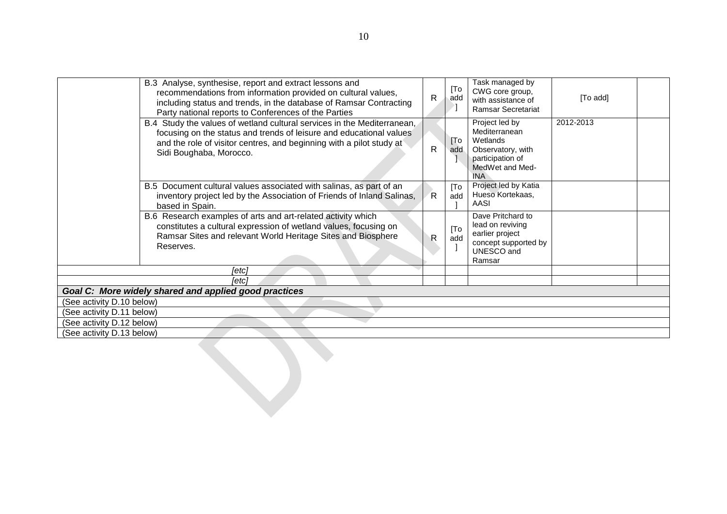| | | | | | | |
|---|---|---|---|---|---|---|
| | B.3 Analyse, synthesise, report and extract lessons and recommendations from information provided on cultural values, including status and trends, in the database of Ramsar Contracting Party national reports to Conferences of the Parties | R | [To add] | Task managed by CWG core group, with assistance of Ramsar Secretariat | [To add] | |
| | B.4 Study the values of wetland cultural services in the Mediterranean, focusing on the status and trends of leisure and educational values and the role of visitor centres, and beginning with a pilot study at Sidi Boughaba, Morocco. | R | [To add] | Project led by Mediterranean Wetlands Observatory, with participation of MedWet and Med-INA | 2012-2013 | |
| | B.5 Document cultural values associated with salinas, as part of an inventory project led by the Association of Friends of Inland Salinas, based in Spain. | R | [To add] | Project led by Katia Hueso Kortekaas, AASI | | |
| | B.6 Research examples of arts and art-related activity which constitutes a cultural expression of wetland values, focusing on Ramsar Sites and relevant World Heritage Sites and Biosphere Reserves. | R | [To add] | Dave Pritchard to lead on reviving earlier project concept supported by UNESCO and Ramsar | | |
| *[etc]* | | | | | | |
| *[etc]* | | | | | | |
| ***Goal C: More widely shared and applied good practices*** | | | | | | |
| (See activity D.10 below) | | | | | | |
| (See activity D.11 below) | | | | | | |
| (See activity D.12 below) | | | | | | |
| (See activity D.13 below) | | | | | | |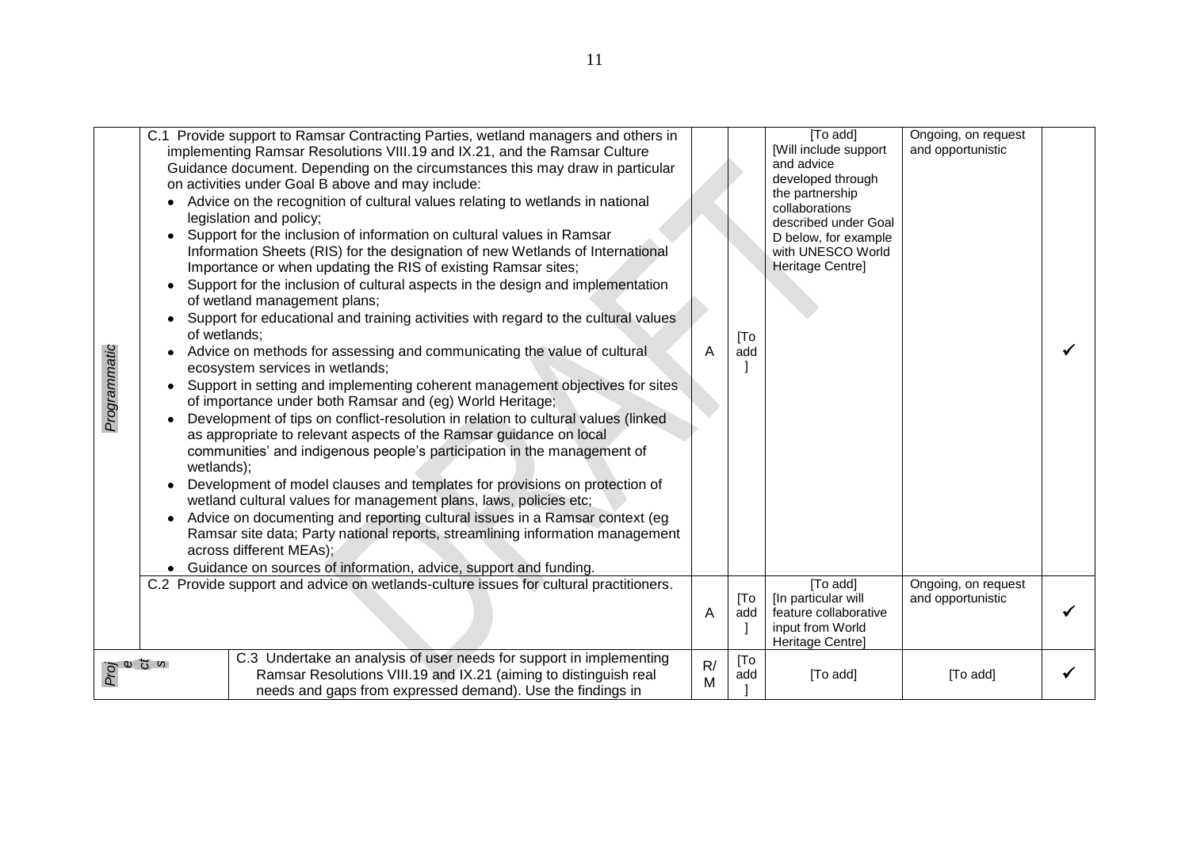| | | | | | | |
|---|---|---|---|---|---|---|
| *Programmatic* | C.1 Provide support to Ramsar Contracting Parties, wetland managers and others in implementing Ramsar Resolutions VIII.19 and IX.21, and the Ramsar Culture Guidance document. Depending on the circumstances this may draw in particular on activities under Goal B above and may include:<br>• Advice on the recognition of cultural values relating to wetlands in national legislation and policy;<br>• Support for the inclusion of information on cultural values in Ramsar Information Sheets (RIS) for the designation of new Wetlands of International Importance or when updating the RIS of existing Ramsar sites;<br>• Support for the inclusion of cultural aspects in the design and implementation of wetland management plans;<br>• Support for educational and training activities with regard to the cultural values of wetlands;<br>• Advice on methods for assessing and communicating the value of cultural ecosystem services in wetlands;<br>• Support in setting and implementing coherent management objectives for sites of importance under both Ramsar and (eg) World Heritage;<br>• Development of tips on conflict-resolution in relation to cultural values (linked as appropriate to relevant aspects of the Ramsar guidance on local communities' and indigenous people's participation in the management of wetlands);<br>• Development of model clauses and templates for provisions on protection of wetland cultural values for management plans, laws, policies etc;<br>• Advice on documenting and reporting cultural issues in a Ramsar context (eg Ramsar site data; Party national reports, streamlining information management across different MEAs);<br>• Guidance on sources of information, advice, support and funding. | A | [To add] | [To add] [Will include support and advice developed through the partnership collaborations described under Goal D below, for example with UNESCO World Heritage Centre] | Ongoing, on request and opportunistic | ✓ |
| | C.2 Provide support and advice on wetlands-culture issues for cultural practitioners. | A | [To add] | [To add] [In particular will feature collaborative input from World Heritage Centre] | Ongoing, on request and opportunistic | ✓ |
| *Projects* | C.3 Undertake an analysis of user needs for support in implementing Ramsar Resolutions VIII.19 and IX.21 (aiming to distinguish real needs and gaps from expressed demand). Use the findings in | R/M | [To add] | [To add] | [To add] | ✓ |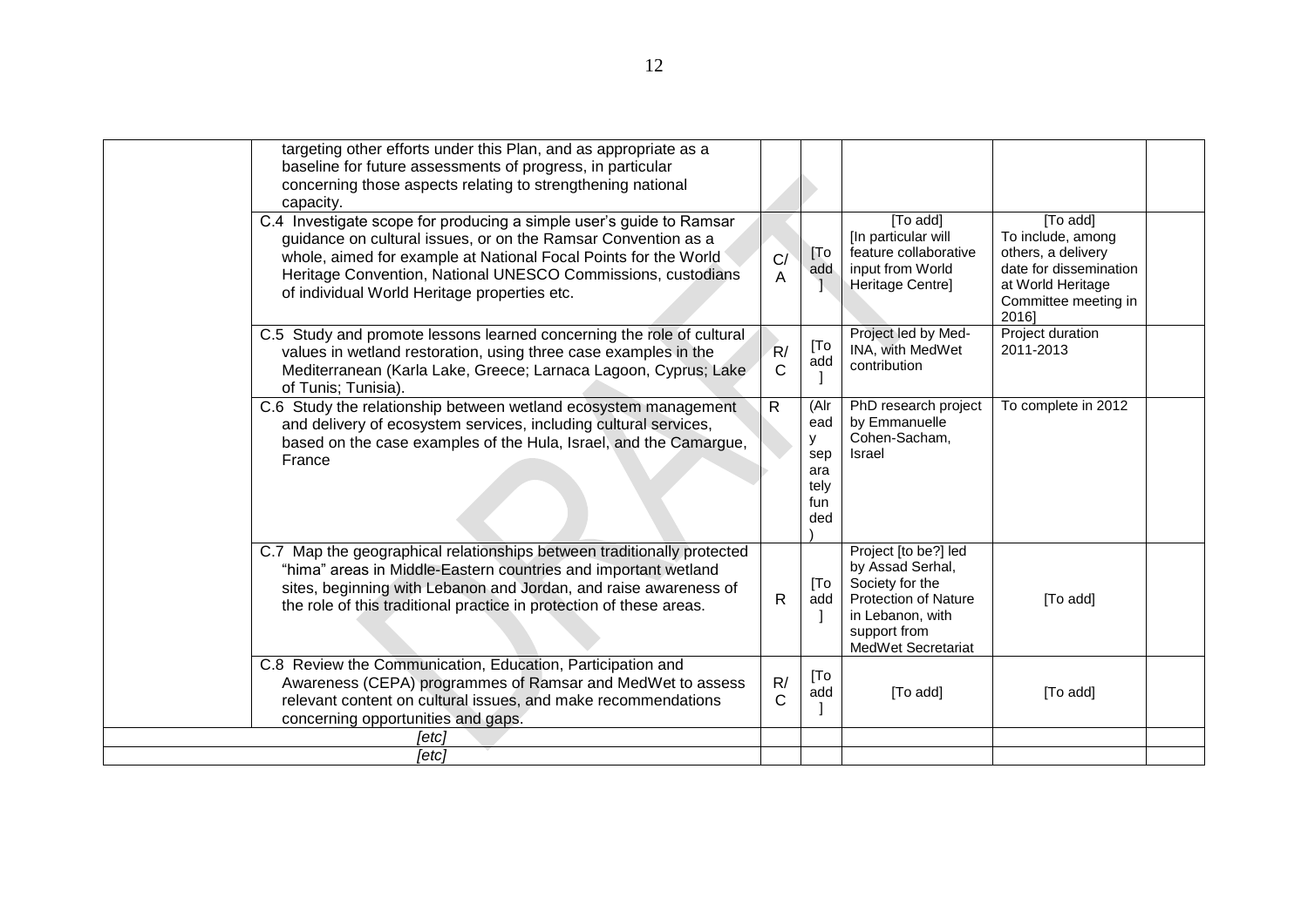|  | targeting other efforts under this Plan, and as appropriate as a baseline for future assessments of progress, in particular concerning those aspects relating to strengthening national capacity. |  |  |  |  |  |
|---|---|---|---|---|---|---|
|  | C.4 Investigate scope for producing a simple user's guide to Ramsar guidance on cultural issues, or on the Ramsar Convention as a whole, aimed for example at National Focal Points for the World Heritage Convention, National UNESCO Commissions, custodians of individual World Heritage properties etc. | C/A | [To add] | [To add] [In particular will feature collaborative input from World Heritage Centre] | [To add] To include, among others, a delivery date for dissemination at World Heritage Committee meeting in 2016] |  |
|  | C.5 Study and promote lessons learned concerning the role of cultural values in wetland restoration, using three case examples in the Mediterranean (Karla Lake, Greece; Larnaca Lagoon, Cyprus; Lake of Tunis; Tunisia). | R/C | [To add] | Project led by Med-INA, with MedWet contribution | Project duration 2011-2013 |  |
|  | C.6 Study the relationship between wetland ecosystem management and delivery of ecosystem services, including cultural services, based on the case examples of the Hula, Israel, and the Camargue, France | R | (Already separately funded) | PhD research project by Emmanuelle Cohen-Sacham, Israel | To complete in 2012 |  |
|  | C.7 Map the geographical relationships between traditionally protected "hima" areas in Middle-Eastern countries and important wetland sites, beginning with Lebanon and Jordan, and raise awareness of the role of this traditional practice in protection of these areas. | R | [To add] | Project [to be?] led by Assad Serhal, Society for the Protection of Nature in Lebanon, with support from MedWet Secretariat | [To add] |  |
|  | C.8 Review the Communication, Education, Participation and Awareness (CEPA) programmes of Ramsar and MedWet to assess relevant content on cultural issues, and make recommendations concerning opportunities and gaps. | R/C | [To add] | [To add] | [To add] |  |
| *[etc]* |  |  |  |  |  |  |
| *[etc]* |  |  |  |  |  |  |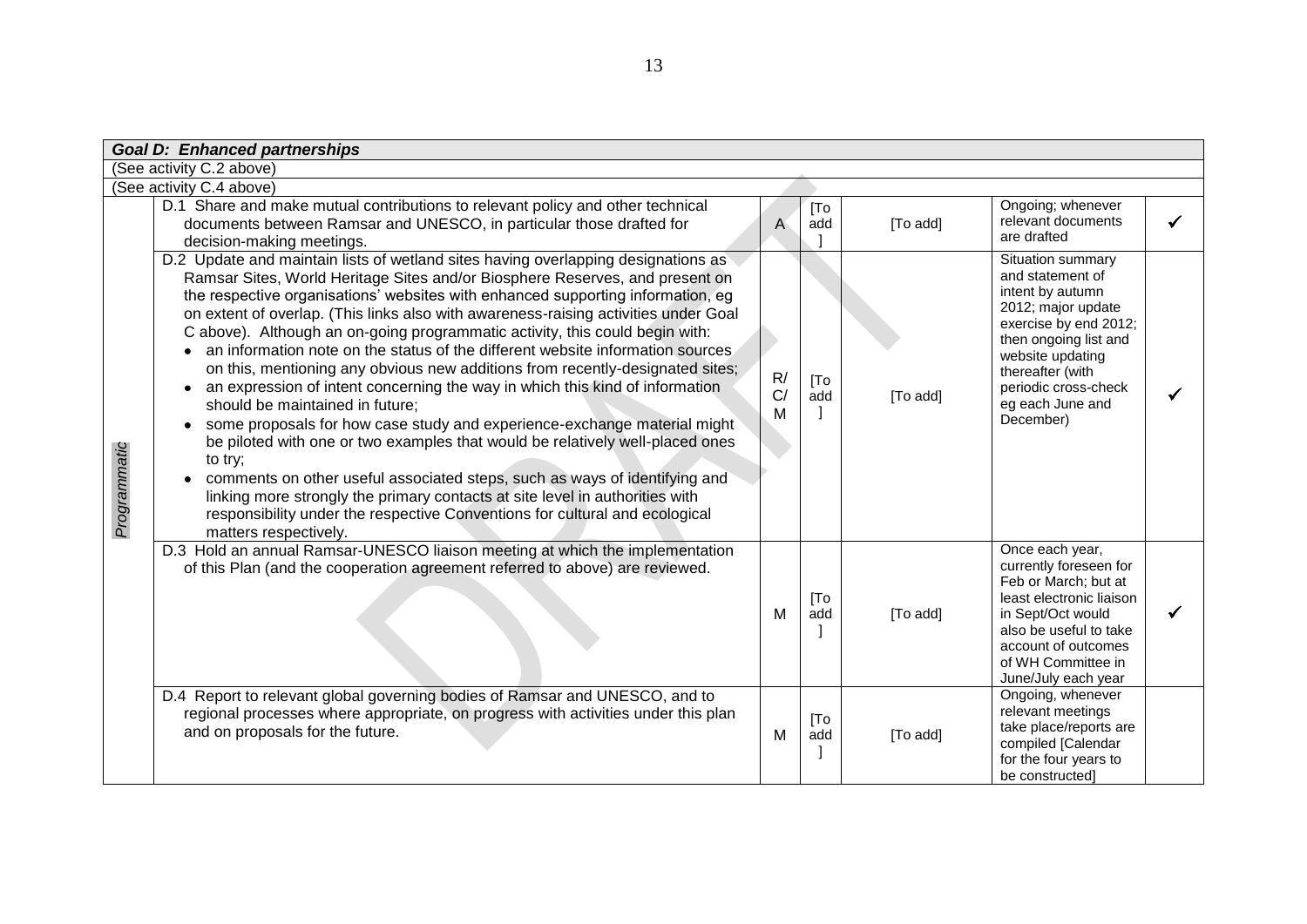| | *Goal D: Enhanced partnerships* | | | | | |
|---|---|---|---|---|---|---|
| | (See activity C.2 above) | | | | | |
| | (See activity C.4 above) | | | | | |
| *Programmatic* | D.1 Share and make mutual contributions to relevant policy and other technical documents between Ramsar and UNESCO, in particular those drafted for decision-making meetings. | A | [To add] | [To add] | Ongoing; whenever relevant documents are drafted | ✓ |
| | D.2 Update and maintain lists of wetland sites having overlapping designations as Ramsar Sites, World Heritage Sites and/or Biosphere Reserves, and present on the respective organisations' websites with enhanced supporting information, eg on extent of overlap. (This links also with awareness-raising activities under Goal C above). Although an on-going programmatic activity, this could begin with: <br>• an information note on the status of the different website information sources on this, mentioning any obvious new additions from recently-designated sites; <br>• an expression of intent concerning the way in which this kind of information should be maintained in future; <br>• some proposals for how case study and experience-exchange material might be piloted with one or two examples that would be relatively well-placed ones to try; <br>• comments on other useful associated steps, such as ways of identifying and linking more strongly the primary contacts at site level in authorities with responsibility under the respective Conventions for cultural and ecological matters respectively. | R/ C/ M | [To add] | [To add] | Situation summary and statement of intent by autumn 2012; major update exercise by end 2012; then ongoing list and website updating thereafter (with periodic cross-check eg each June and December) | ✓ |
| | D.3 Hold an annual Ramsar-UNESCO liaison meeting at which the implementation of this Plan (and the cooperation agreement referred to above) are reviewed. | M | [To add] | [To add] | Once each year, currently foreseen for Feb or March; but at least electronic liaison in Sept/Oct would also be useful to take account of outcomes of WH Committee in June/July each year | ✓ |
| | D.4 Report to relevant global governing bodies of Ramsar and UNESCO, and to regional processes where appropriate, on progress with activities under this plan and on proposals for the future. | M | [To add] | [To add] | Ongoing, whenever relevant meetings take place/reports are compiled [Calendar for the four years to be constructed] | |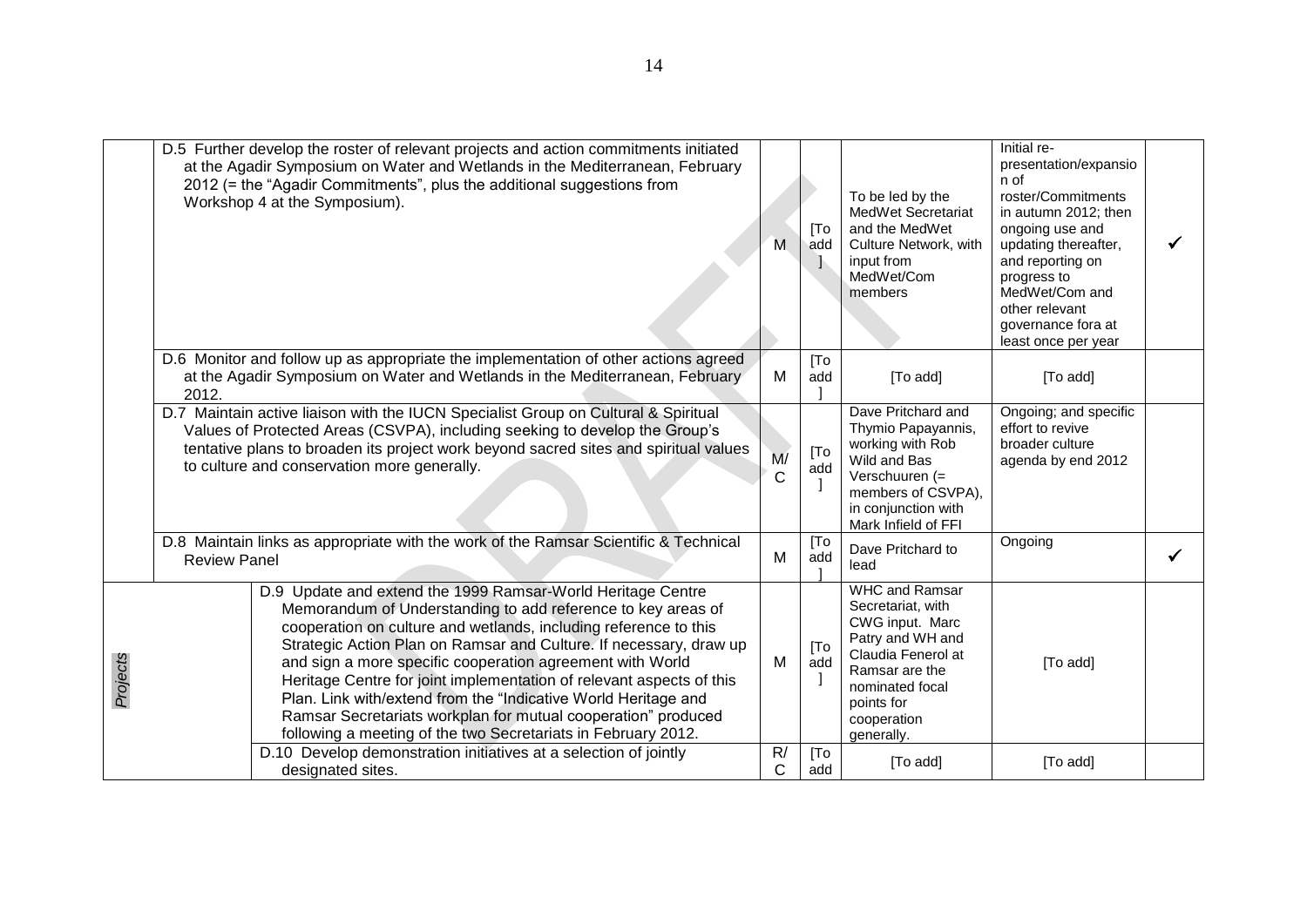| | Action | | | Lead | Timing | |
|---|---|---|---|---|---|---|
| | D.5 Further develop the roster of relevant projects and action commitments initiated at the Agadir Symposium on Water and Wetlands in the Mediterranean, February 2012 (= the "Agadir Commitments", plus the additional suggestions from Workshop 4 at the Symposium). | M | [To add] | To be led by the MedWet Secretariat and the MedWet Culture Network, with input from MedWet/Com members | Initial re-presentation/expansion of roster/Commitments in autumn 2012; then ongoing use and updating thereafter, and reporting on progress to MedWet/Com and other relevant governance fora at least once per year | ✓ |
| | D.6 Monitor and follow up as appropriate the implementation of other actions agreed at the Agadir Symposium on Water and Wetlands in the Mediterranean, February 2012. | M | [To add] | [To add] | [To add] | |
| | D.7 Maintain active liaison with the IUCN Specialist Group on Cultural & Spiritual Values of Protected Areas (CSVPA), including seeking to develop the Group's tentative plans to broaden its project work beyond sacred sites and spiritual values to culture and conservation more generally. | M/C | [To add] | Dave Pritchard and Thymio Papayannis, working with Rob Wild and Bas Verschuuren (= members of CSVPA), in conjunction with Mark Infield of FFI | Ongoing; and specific effort to revive broader culture agenda by end 2012 | |
| | D.8 Maintain links as appropriate with the work of the Ramsar Scientific & Technical Review Panel | M | [To add] | Dave Pritchard to lead | Ongoing | ✓ |
| *Projects* | D.9 Update and extend the 1999 Ramsar-World Heritage Centre Memorandum of Understanding to add reference to key areas of cooperation on culture and wetlands, including reference to this Strategic Action Plan on Ramsar and Culture. If necessary, draw up and sign a more specific cooperation agreement with World Heritage Centre for joint implementation of relevant aspects of this Plan. Link with/extend from the "Indicative World Heritage and Ramsar Secretariats workplan for mutual cooperation" produced following a meeting of the two Secretariats in February 2012. | M | [To add] | WHC and Ramsar Secretariat, with CWG input. Marc Patry and WH and Claudia Fenerol at Ramsar are the nominated focal points for cooperation generally. | [To add] | |
| | D.10 Develop demonstration initiatives at a selection of jointly designated sites. | R/C | [To add | [To add] | [To add] | |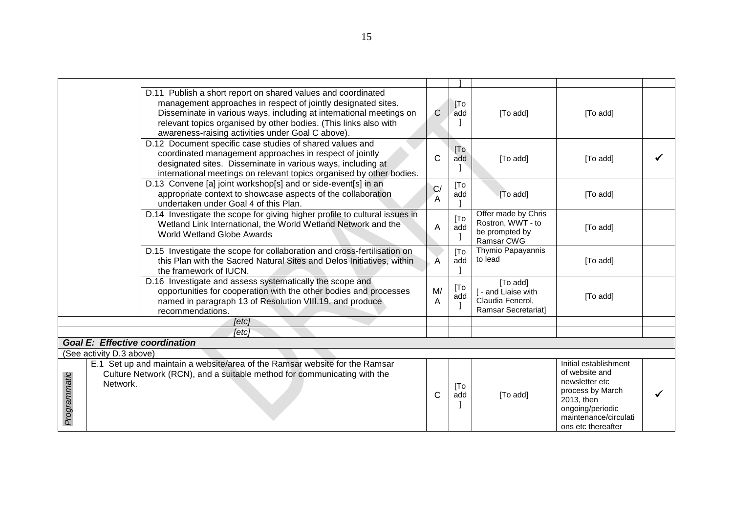| | | | | | | |
|---|---|---|---|---|---|---|
| | | | ] | | | |
| | D.11 Publish a short report on shared values and coordinated management approaches in respect of jointly designated sites. Disseminate in various ways, including at international meetings on relevant topics organised by other bodies. (This links also with awareness-raising activities under Goal C above). | C | [To add] | [To add] | [To add] | |
| | D.12 Document specific case studies of shared values and coordinated management approaches in respect of jointly designated sites. Disseminate in various ways, including at international meetings on relevant topics organised by other bodies. | C | [To add] | [To add] | [To add] | ✓ |
| | D.13 Convene [a] joint workshop[s] and or side-event[s] in an appropriate context to showcase aspects of the collaboration undertaken under Goal 4 of this Plan. | C/A | [To add] | [To add] | [To add] | |
| | D.14 Investigate the scope for giving higher profile to cultural issues in Wetland Link International, the World Wetland Network and the World Wetland Globe Awards | A | [To add] | Offer made by Chris Rostron, WWT - to be prompted by Ramsar CWG | [To add] | |
| | D.15 Investigate the scope for collaboration and cross-fertilisation on this Plan with the Sacred Natural Sites and Delos Initiatives, within the framework of IUCN. | A | [To add] | Thymio Papayannis to lead | [To add] | |
| | D.16 Investigate and assess systematically the scope and opportunities for cooperation with the other bodies and processes named in paragraph 13 of Resolution VIII.19, and produce recommendations. | M/A | [To add] | [To add] [ - and Liaise with Claudia Fenerol, Ramsar Secretariat] | [To add] | |
| | *[etc]* | | | | | |
| | *[etc]* | | | | | |
| ***Goal E: Effective coordination*** | | | | | | |
| (See activity D.3 above) | | | | | | |
| *Programmatic* | E.1 Set up and maintain a website/area of the Ramsar website for the Ramsar Culture Network (RCN), and a suitable method for communicating with the Network. | C | [To add] | [To add] | Initial establishment of website and newsletter etc process by March 2013, then ongoing/periodic maintenance/circulations etc thereafter | ✓ |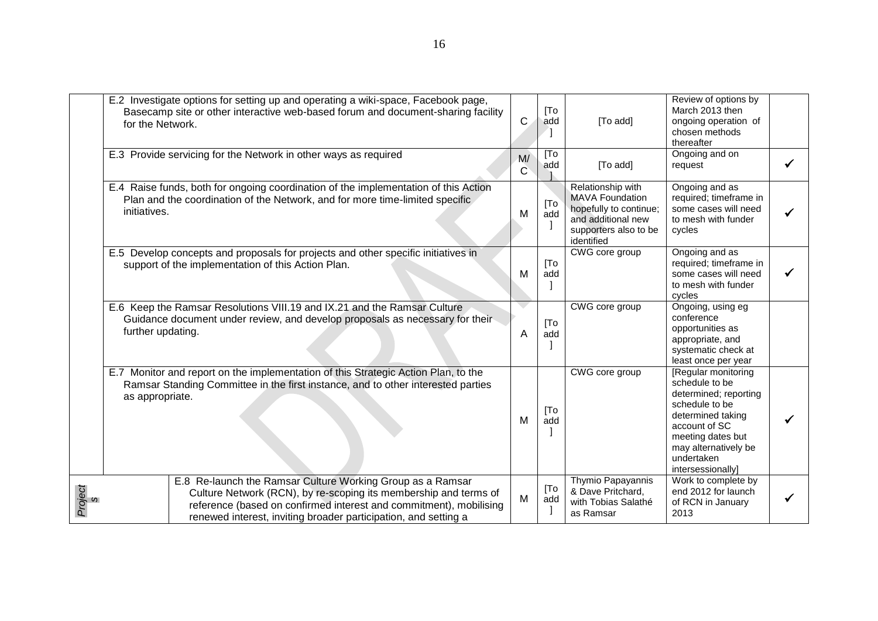| | | | | | | |
|---|---|---|---|---|---|---|
| | E.2 Investigate options for setting up and operating a wiki-space, Facebook page, Basecamp site or other interactive web-based forum and document-sharing facility for the Network. | C | [To add] | [To add] | Review of options by March 2013 then ongoing operation of chosen methods thereafter | |
| | E.3 Provide servicing for the Network in other ways as required | M/C | [To add] | [To add] | Ongoing and on request | ✓ |
| | E.4 Raise funds, both for ongoing coordination of the implementation of this Action Plan and the coordination of the Network, and for more time-limited specific initiatives. | M | [To add] | Relationship with MAVA Foundation hopefully to continue; and additional new supporters also to be identified | Ongoing and as required; timeframe in some cases will need to mesh with funder cycles | ✓ |
| | E.5 Develop concepts and proposals for projects and other specific initiatives in support of the implementation of this Action Plan. | M | [To add] | CWG core group | Ongoing and as required; timeframe in some cases will need to mesh with funder cycles | ✓ |
| | E.6 Keep the Ramsar Resolutions VIII.19 and IX.21 and the Ramsar Culture Guidance document under review, and develop proposals as necessary for their further updating. | A | [To add] | CWG core group | Ongoing, using eg conference opportunities as appropriate, and systematic check at least once per year | |
| | E.7 Monitor and report on the implementation of this Strategic Action Plan, to the Ramsar Standing Committee in the first instance, and to other interested parties as appropriate. | M | [To add] | CWG core group | [Regular monitoring schedule to be determined; reporting schedule to be determined taking account of SC meeting dates but may alternatively be undertaken intersessionally] | ✓ |
| *Projects* | E.8 Re-launch the Ramsar Culture Working Group as a Ramsar Culture Network (RCN), by re-scoping its membership and terms of reference (based on confirmed interest and commitment), mobilising renewed interest, inviting broader participation, and setting a | M | [To add] | Thymio Papayannis & Dave Pritchard, with Tobias Salathé as Ramsar | Work to complete by end 2012 for launch of RCN in January 2013 | ✓ |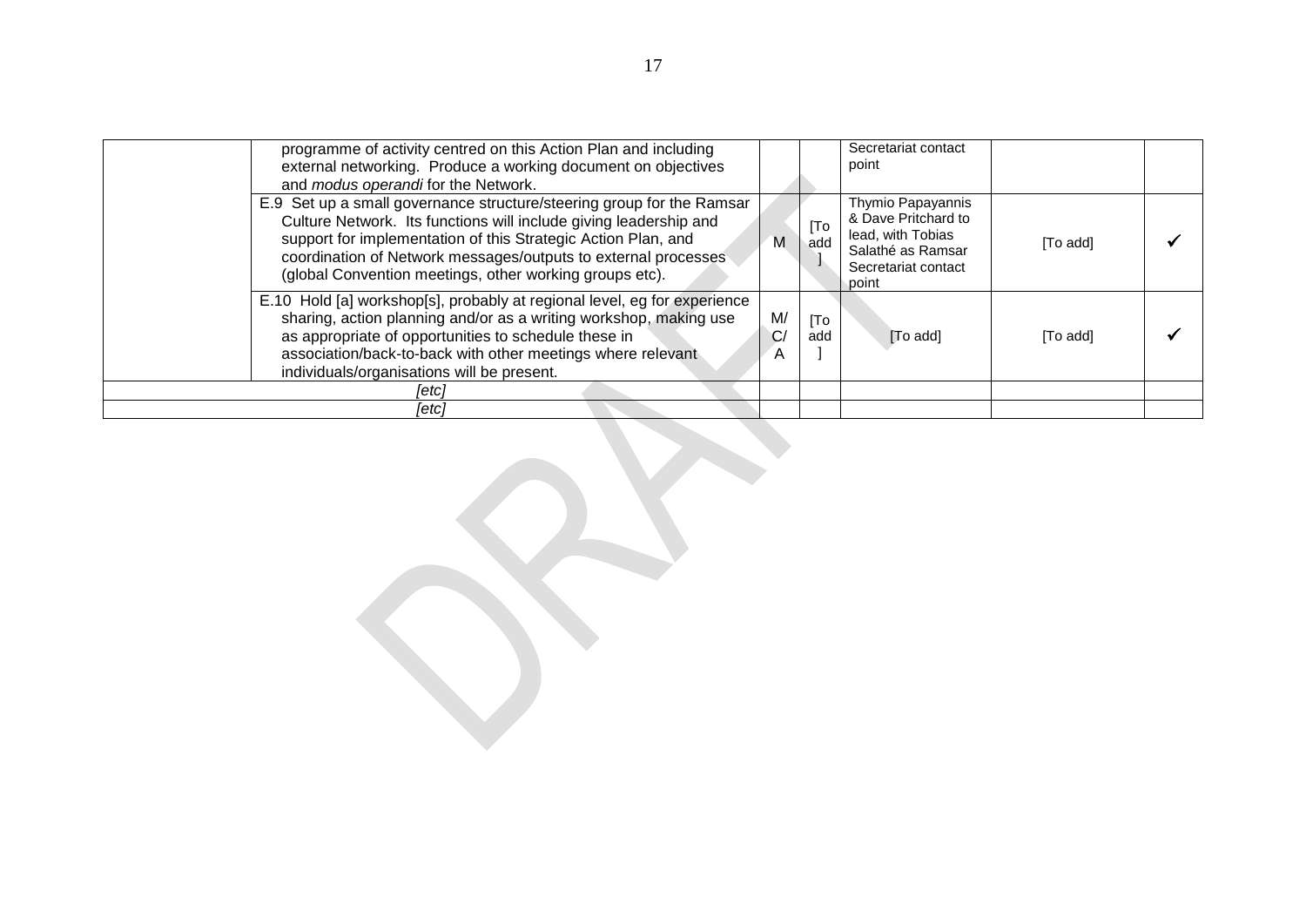| | | | | | | |
|---|---|---|---|---|---|---|
| | programme of activity centred on this Action Plan and including external networking. Produce a working document on objectives and *modus operandi* for the Network. | | | Secretariat contact point | | |
| | E.9 Set up a small governance structure/steering group for the Ramsar Culture Network. Its functions will include giving leadership and support for implementation of this Strategic Action Plan, and coordination of Network messages/outputs to external processes (global Convention meetings, other working groups etc). | M | [To add] | Thymio Papayannis & Dave Pritchard to lead, with Tobias Salathé as Ramsar Secretariat contact point | [To add] | ✓ |
| | E.10 Hold [a] workshop[s], probably at regional level, eg for experience sharing, action planning and/or as a writing workshop, making use as appropriate of opportunities to schedule these in association/back-to-back with other meetings where relevant individuals/organisations will be present. | M/C/A | [To add] | [To add] | [To add] | ✓ |
| *[etc]* | | | | | | |
| *[etc]* | | | | | | |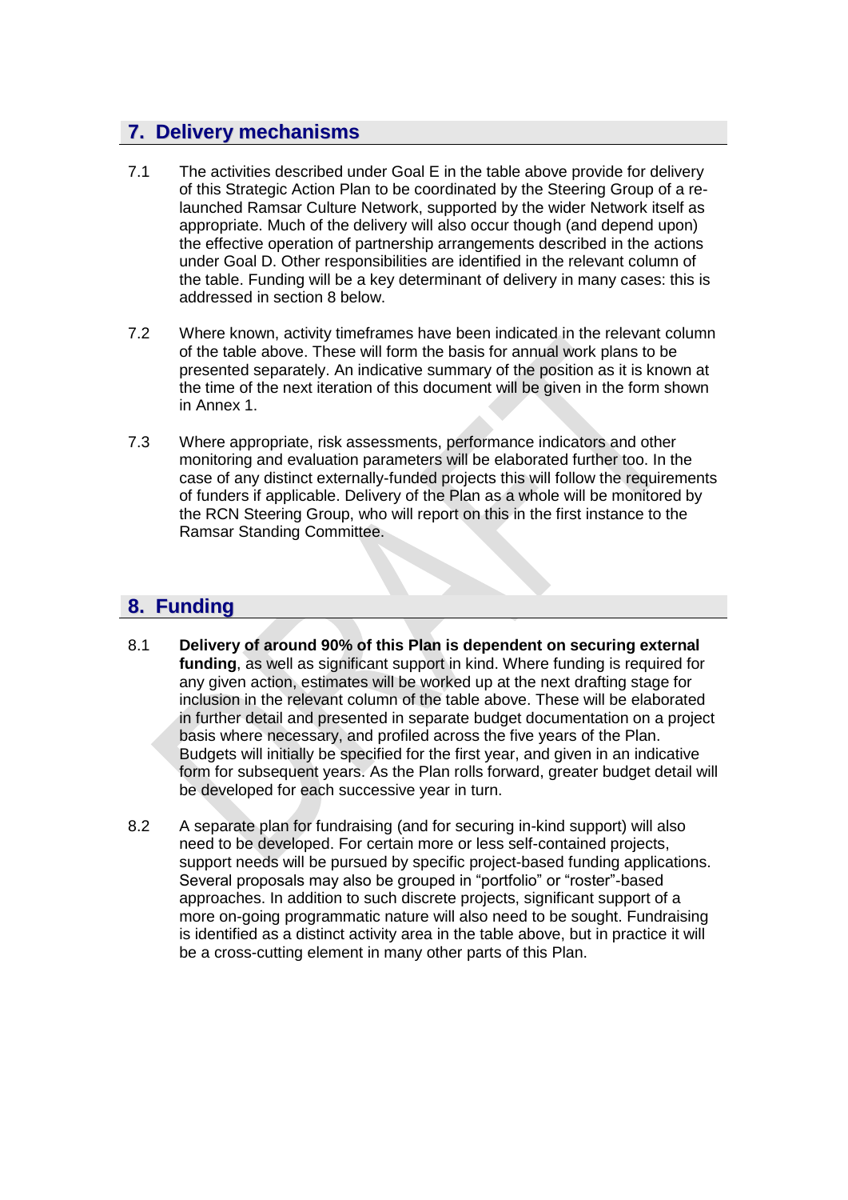## 7. Delivery mechanisms

7.1 The activities described under Goal E in the table above provide for delivery of this Strategic Action Plan to be coordinated by the Steering Group of a re-launched Ramsar Culture Network, supported by the wider Network itself as appropriate. Much of the delivery will also occur though (and depend upon) the effective operation of partnership arrangements described in the actions under Goal D. Other responsibilities are identified in the relevant column of the table. Funding will be a key determinant of delivery in many cases: this is addressed in section 8 below.

7.2 Where known, activity timeframes have been indicated in the relevant column of the table above. These will form the basis for annual work plans to be presented separately. An indicative summary of the position as it is known at the time of the next iteration of this document will be given in the form shown in Annex 1.

7.3 Where appropriate, risk assessments, performance indicators and other monitoring and evaluation parameters will be elaborated further too. In the case of any distinct externally-funded projects this will follow the requirements of funders if applicable. Delivery of the Plan as a whole will be monitored by the RCN Steering Group, who will report on this in the first instance to the Ramsar Standing Committee.

## 8. Funding

8.1 **Delivery of around 90% of this Plan is dependent on securing external funding**, as well as significant support in kind. Where funding is required for any given action, estimates will be worked up at the next drafting stage for inclusion in the relevant column of the table above. These will be elaborated in further detail and presented in separate budget documentation on a project basis where necessary, and profiled across the five years of the Plan. Budgets will initially be specified for the first year, and given in an indicative form for subsequent years. As the Plan rolls forward, greater budget detail will be developed for each successive year in turn.

8.2 A separate plan for fundraising (and for securing in-kind support) will also need to be developed. For certain more or less self-contained projects, support needs will be pursued by specific project-based funding applications. Several proposals may also be grouped in "portfolio" or "roster"-based approaches. In addition to such discrete projects, significant support of a more on-going programmatic nature will also need to be sought. Fundraising is identified as a distinct activity area in the table above, but in practice it will be a cross-cutting element in many other parts of this Plan.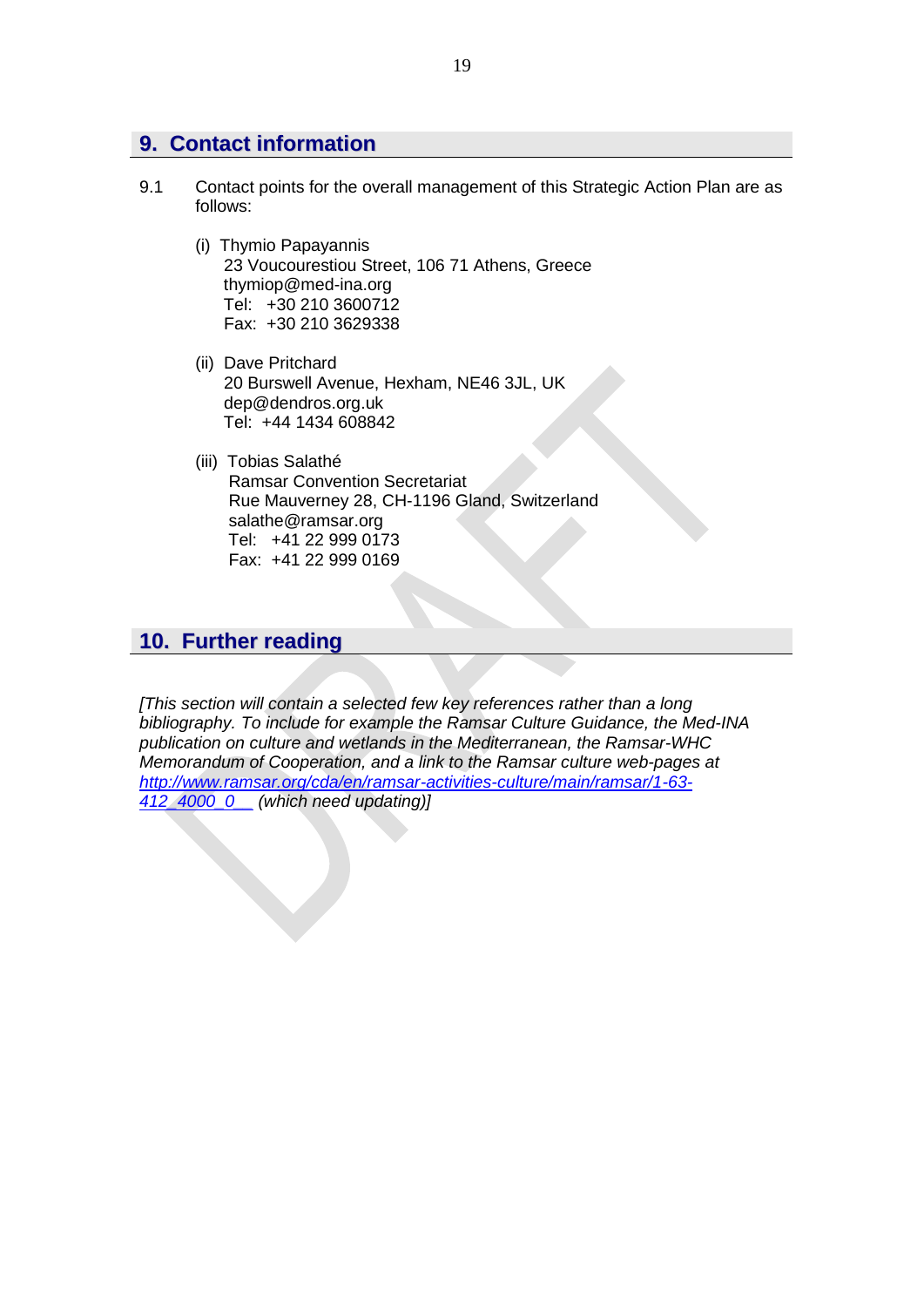## 9. Contact information

9.1 Contact points for the overall management of this Strategic Action Plan are as follows:

(i) Thymio Papayannis
23 Voucourestiou Street, 106 71 Athens, Greece
thymiop@med-ina.org
Tel: +30 210 3600712
Fax: +30 210 3629338

(ii) Dave Pritchard
20 Burswell Avenue, Hexham, NE46 3JL, UK
dep@dendros.org.uk
Tel: +44 1434 608842

(iii) Tobias Salathé
Ramsar Convention Secretariat
Rue Mauverney 28, CH-1196 Gland, Switzerland
salathe@ramsar.org
Tel: +41 22 999 0173
Fax: +41 22 999 0169

## 10. Further reading

*[This section will contain a selected few key references rather than a long bibliography. To include for example the Ramsar Culture Guidance, the Med-INA publication on culture and wetlands in the Mediterranean, the Ramsar-WHC Memorandum of Cooperation, and a link to the Ramsar culture web-pages at [http://www.ramsar.org/cda/en/ramsar-activities-culture/main/ramsar/1-63-412_4000_0__](http://www.ramsar.org/cda/en/ramsar-activities-culture/main/ramsar/1-63-412_4000_0__) (which need updating)]*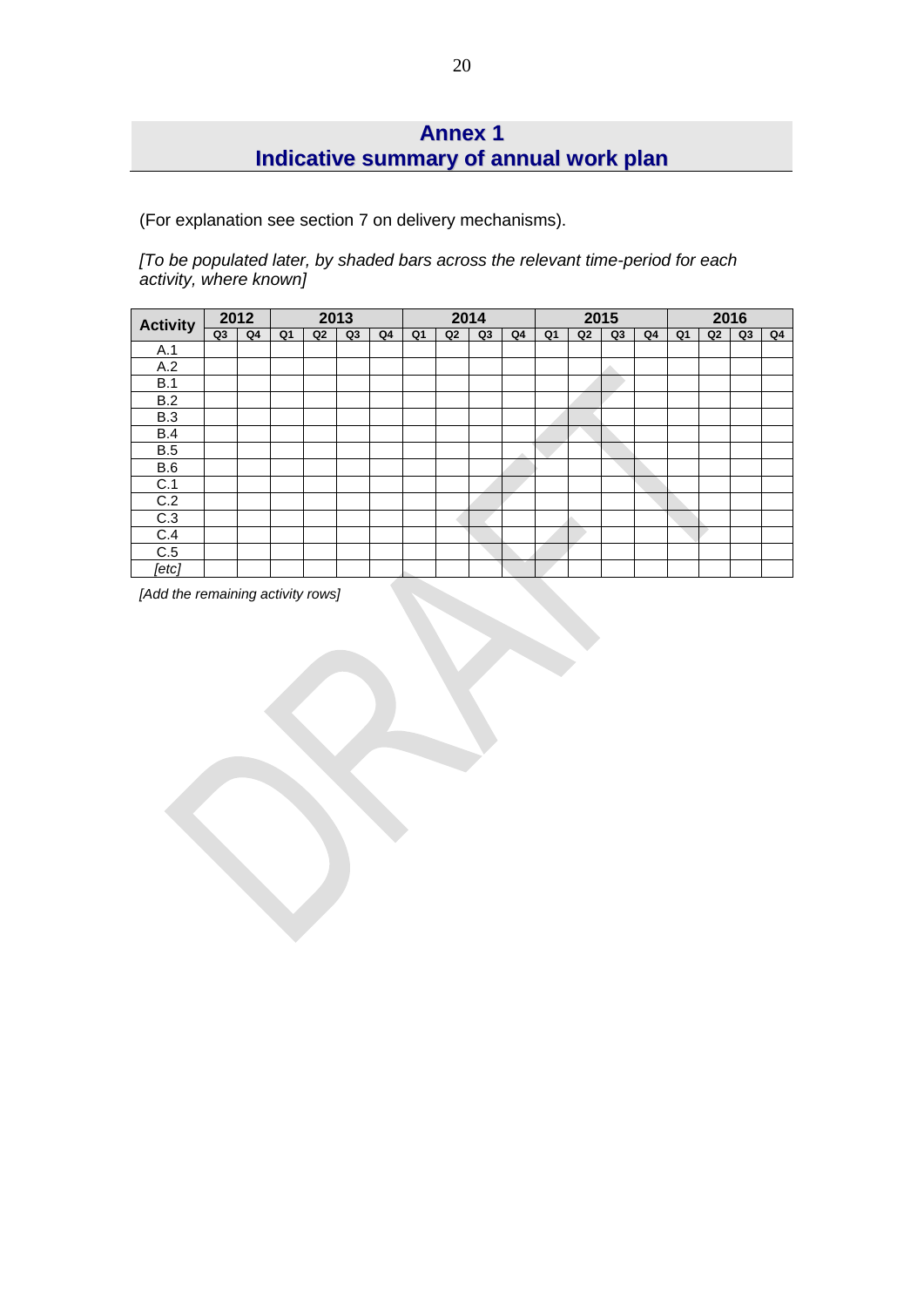# Annex 1
# Indicative summary of annual work plan

(For explanation see section 7 on delivery mechanisms).

*[To be populated later, by shaded bars across the relevant time-period for each activity, where known]*

| Activity | 2012 | | 2013 | | | | 2014 | | | | 2015 | | | | 2016 | | | |
|---|---|---|---|---|---|---|---|---|---|---|---|---|---|---|---|---|---|---|
| | Q3 | Q4 | Q1 | Q2 | Q3 | Q4 | Q1 | Q2 | Q3 | Q4 | Q1 | Q2 | Q3 | Q4 | Q1 | Q2 | Q3 | Q4 |
| A.1 | | | | | | | | | | | | | | | | | | |
| A.2 | | | | | | | | | | | | | | | | | | |
| B.1 | | | | | | | | | | | | | | | | | | |
| B.2 | | | | | | | | | | | | | | | | | | |
| B.3 | | | | | | | | | | | | | | | | | | |
| B.4 | | | | | | | | | | | | | | | | | | |
| B.5 | | | | | | | | | | | | | | | | | | |
| B.6 | | | | | | | | | | | | | | | | | | |
| C.1 | | | | | | | | | | | | | | | | | | |
| C.2 | | | | | | | | | | | | | | | | | | |
| C.3 | | | | | | | | | | | | | | | | | | |
| C.4 | | | | | | | | | | | | | | | | | | |
| C.5 | | | | | | | | | | | | | | | | | | |
| *[etc]* | | | | | | | | | | | | | | | | | | |

*[Add the remaining activity rows]*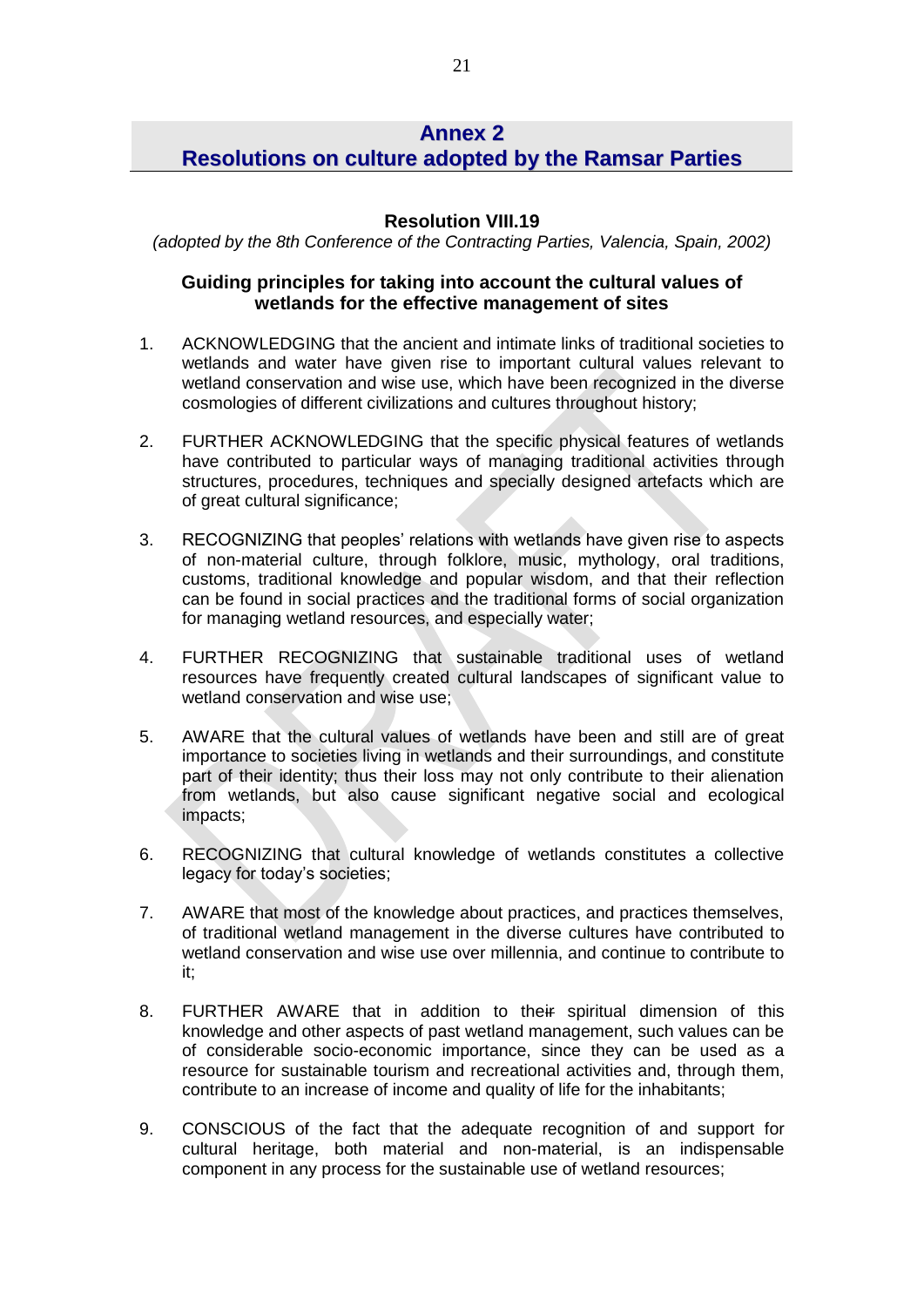# Annex 2
# Resolutions on culture adopted by the Ramsar Parties

### Resolution VIII.19

*(adopted by the 8th Conference of the Contracting Parties, Valencia, Spain, 2002)*

### Guiding principles for taking into account the cultural values of wetlands for the effective management of sites

1. ACKNOWLEDGING that the ancient and intimate links of traditional societies to wetlands and water have given rise to important cultural values relevant to wetland conservation and wise use, which have been recognized in the diverse cosmologies of different civilizations and cultures throughout history;

2. FURTHER ACKNOWLEDGING that the specific physical features of wetlands have contributed to particular ways of managing traditional activities through structures, procedures, techniques and specially designed artefacts which are of great cultural significance;

3. RECOGNIZING that peoples' relations with wetlands have given rise to aspects of non-material culture, through folklore, music, mythology, oral traditions, customs, traditional knowledge and popular wisdom, and that their reflection can be found in social practices and the traditional forms of social organization for managing wetland resources, and especially water;

4. FURTHER RECOGNIZING that sustainable traditional uses of wetland resources have frequently created cultural landscapes of significant value to wetland conservation and wise use;

5. AWARE that the cultural values of wetlands have been and still are of great importance to societies living in wetlands and their surroundings, and constitute part of their identity; thus their loss may not only contribute to their alienation from wetlands, but also cause significant negative social and ecological impacts;

6. RECOGNIZING that cultural knowledge of wetlands constitutes a collective legacy for today's societies;

7. AWARE that most of the knowledge about practices, and practices themselves, of traditional wetland management in the diverse cultures have contributed to wetland conservation and wise use over millennia, and continue to contribute to it;

8. FURTHER AWARE that in addition to ~~their~~ the spiritual dimension of this knowledge and other aspects of past wetland management, such values can be of considerable socio-economic importance, since they can be used as a resource for sustainable tourism and recreational activities and, through them, contribute to an increase of income and quality of life for the inhabitants;

9. CONSCIOUS of the fact that the adequate recognition of and support for cultural heritage, both material and non-material, is an indispensable component in any process for the sustainable use of wetland resources;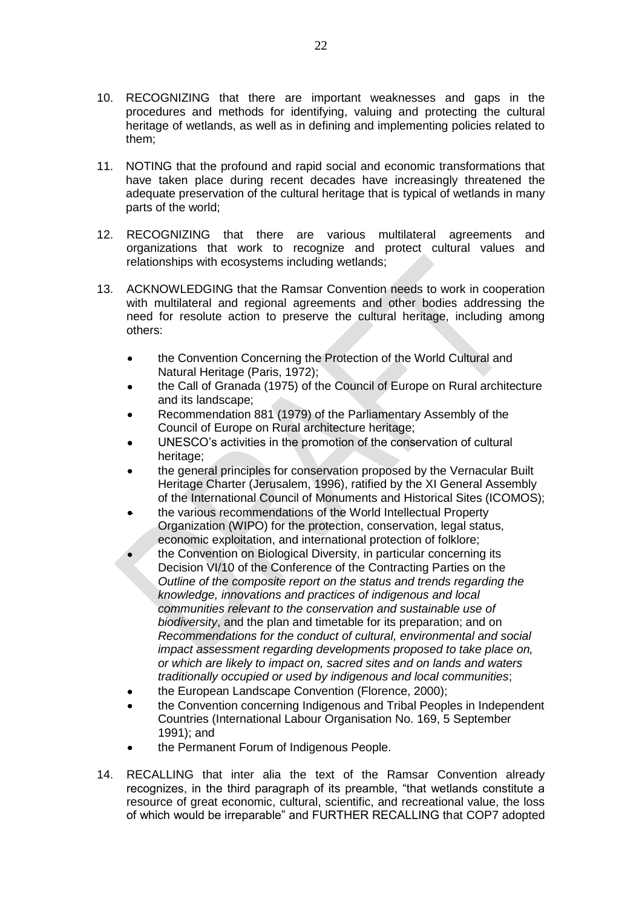10. RECOGNIZING that there are important weaknesses and gaps in the procedures and methods for identifying, valuing and protecting the cultural heritage of wetlands, as well as in defining and implementing policies related to them;

11. NOTING that the profound and rapid social and economic transformations that have taken place during recent decades have increasingly threatened the adequate preservation of the cultural heritage that is typical of wetlands in many parts of the world;

12. RECOGNIZING that there are various multilateral agreements and organizations that work to recognize and protect cultural values and relationships with ecosystems including wetlands;

13. ACKNOWLEDGING that the Ramsar Convention needs to work in cooperation with multilateral and regional agreements and other bodies addressing the need for resolute action to preserve the cultural heritage, including among others:

    - the Convention Concerning the Protection of the World Cultural and Natural Heritage (Paris, 1972);
    - the Call of Granada (1975) of the Council of Europe on Rural architecture and its landscape;
    - Recommendation 881 (1979) of the Parliamentary Assembly of the Council of Europe on Rural architecture heritage;
    - UNESCO's activities in the promotion of the conservation of cultural heritage;
    - the general principles for conservation proposed by the Vernacular Built Heritage Charter (Jerusalem, 1996), ratified by the XI General Assembly of the International Council of Monuments and Historical Sites (ICOMOS);
    - the various recommendations of the World Intellectual Property Organization (WIPO) for the protection, conservation, legal status, economic exploitation, and international protection of folklore;
    - the Convention on Biological Diversity, in particular concerning its Decision VI/10 of the Conference of the Contracting Parties on the *Outline of the composite report on the status and trends regarding the knowledge, innovations and practices of indigenous and local communities relevant to the conservation and sustainable use of biodiversity*, and the plan and timetable for its preparation; and on *Recommendations for the conduct of cultural, environmental and social impact assessment regarding developments proposed to take place on, or which are likely to impact on, sacred sites and on lands and waters traditionally occupied or used by indigenous and local communities*;
    - the European Landscape Convention (Florence, 2000);
    - the Convention concerning Indigenous and Tribal Peoples in Independent Countries (International Labour Organisation No. 169, 5 September 1991); and
    - the Permanent Forum of Indigenous People.

14. RECALLING that inter alia the text of the Ramsar Convention already recognizes, in the third paragraph of its preamble, "that wetlands constitute a resource of great economic, cultural, scientific, and recreational value, the loss of which would be irreparable" and FURTHER RECALLING that COP7 adopted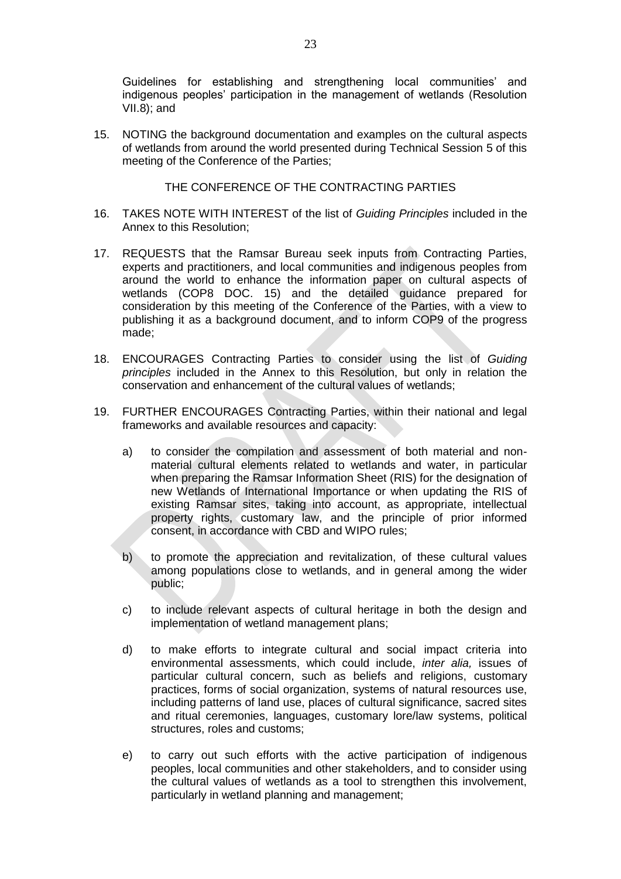Guidelines for establishing and strengthening local communities' and indigenous peoples' participation in the management of wetlands (Resolution VII.8); and

15. NOTING the background documentation and examples on the cultural aspects of wetlands from around the world presented during Technical Session 5 of this meeting of the Conference of the Parties;

THE CONFERENCE OF THE CONTRACTING PARTIES

16. TAKES NOTE WITH INTEREST of the list of *Guiding Principles* included in the Annex to this Resolution;

17. REQUESTS that the Ramsar Bureau seek inputs from Contracting Parties, experts and practitioners, and local communities and indigenous peoples from around the world to enhance the information paper on cultural aspects of wetlands (COP8 DOC. 15) and the detailed guidance prepared for consideration by this meeting of the Conference of the Parties, with a view to publishing it as a background document, and to inform COP9 of the progress made;

18. ENCOURAGES Contracting Parties to consider using the list of *Guiding principles* included in the Annex to this Resolution, but only in relation the conservation and enhancement of the cultural values of wetlands;

19. FURTHER ENCOURAGES Contracting Parties, within their national and legal frameworks and available resources and capacity:

    a) to consider the compilation and assessment of both material and non-material cultural elements related to wetlands and water, in particular when preparing the Ramsar Information Sheet (RIS) for the designation of new Wetlands of International Importance or when updating the RIS of existing Ramsar sites, taking into account, as appropriate, intellectual property rights, customary law, and the principle of prior informed consent, in accordance with CBD and WIPO rules;

    b) to promote the appreciation and revitalization, of these cultural values among populations close to wetlands, and in general among the wider public;

    c) to include relevant aspects of cultural heritage in both the design and implementation of wetland management plans;

    d) to make efforts to integrate cultural and social impact criteria into environmental assessments, which could include, *inter alia,* issues of particular cultural concern, such as beliefs and religions, customary practices, forms of social organization, systems of natural resources use, including patterns of land use, places of cultural significance, sacred sites and ritual ceremonies, languages, customary lore/law systems, political structures, roles and customs;

    e) to carry out such efforts with the active participation of indigenous peoples, local communities and other stakeholders, and to consider using the cultural values of wetlands as a tool to strengthen this involvement, particularly in wetland planning and management;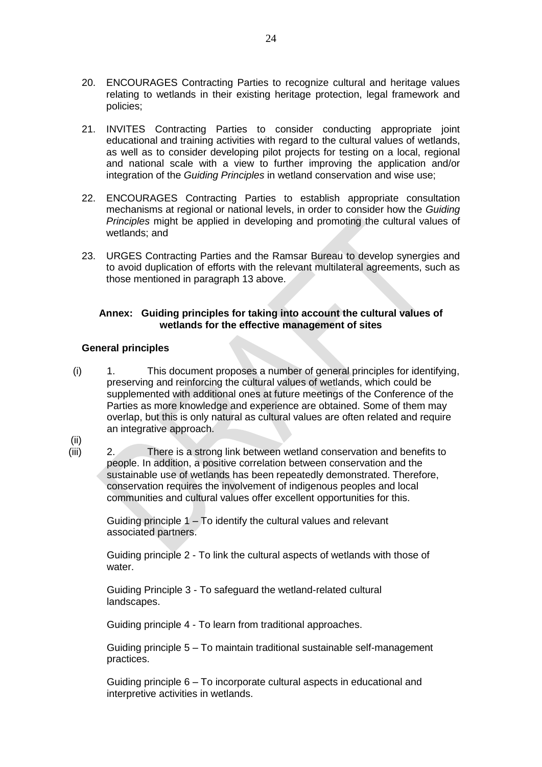20. ENCOURAGES Contracting Parties to recognize cultural and heritage values relating to wetlands in their existing heritage protection, legal framework and policies;

21. INVITES Contracting Parties to consider conducting appropriate joint educational and training activities with regard to the cultural values of wetlands, as well as to consider developing pilot projects for testing on a local, regional and national scale with a view to further improving the application and/or integration of the *Guiding Principles* in wetland conservation and wise use;

22. ENCOURAGES Contracting Parties to establish appropriate consultation mechanisms at regional or national levels, in order to consider how the *Guiding Principles* might be applied in developing and promoting the cultural values of wetlands; and

23. URGES Contracting Parties and the Ramsar Bureau to develop synergies and to avoid duplication of efforts with the relevant multilateral agreements, such as those mentioned in paragraph 13 above.

### Annex: Guiding principles for taking into account the cultural values of wetlands for the effective management of sites

#### General principles

(i) 1. This document proposes a number of general principles for identifying, preserving and reinforcing the cultural values of wetlands, which could be supplemented with additional ones at future meetings of the Conference of the Parties as more knowledge and experience are obtained. Some of them may overlap, but this is only natural as cultural values are often related and require an integrative approach.

(ii)

(iii) 2. There is a strong link between wetland conservation and benefits to people. In addition, a positive correlation between conservation and the sustainable use of wetlands has been repeatedly demonstrated. Therefore, conservation requires the involvement of indigenous peoples and local communities and cultural values offer excellent opportunities for this.

Guiding principle 1 – To identify the cultural values and relevant associated partners.

Guiding principle 2 - To link the cultural aspects of wetlands with those of water.

Guiding Principle 3 - To safeguard the wetland-related cultural landscapes.

Guiding principle 4 - To learn from traditional approaches.

Guiding principle 5 – To maintain traditional sustainable self-management practices.

Guiding principle 6 – To incorporate cultural aspects in educational and interpretive activities in wetlands.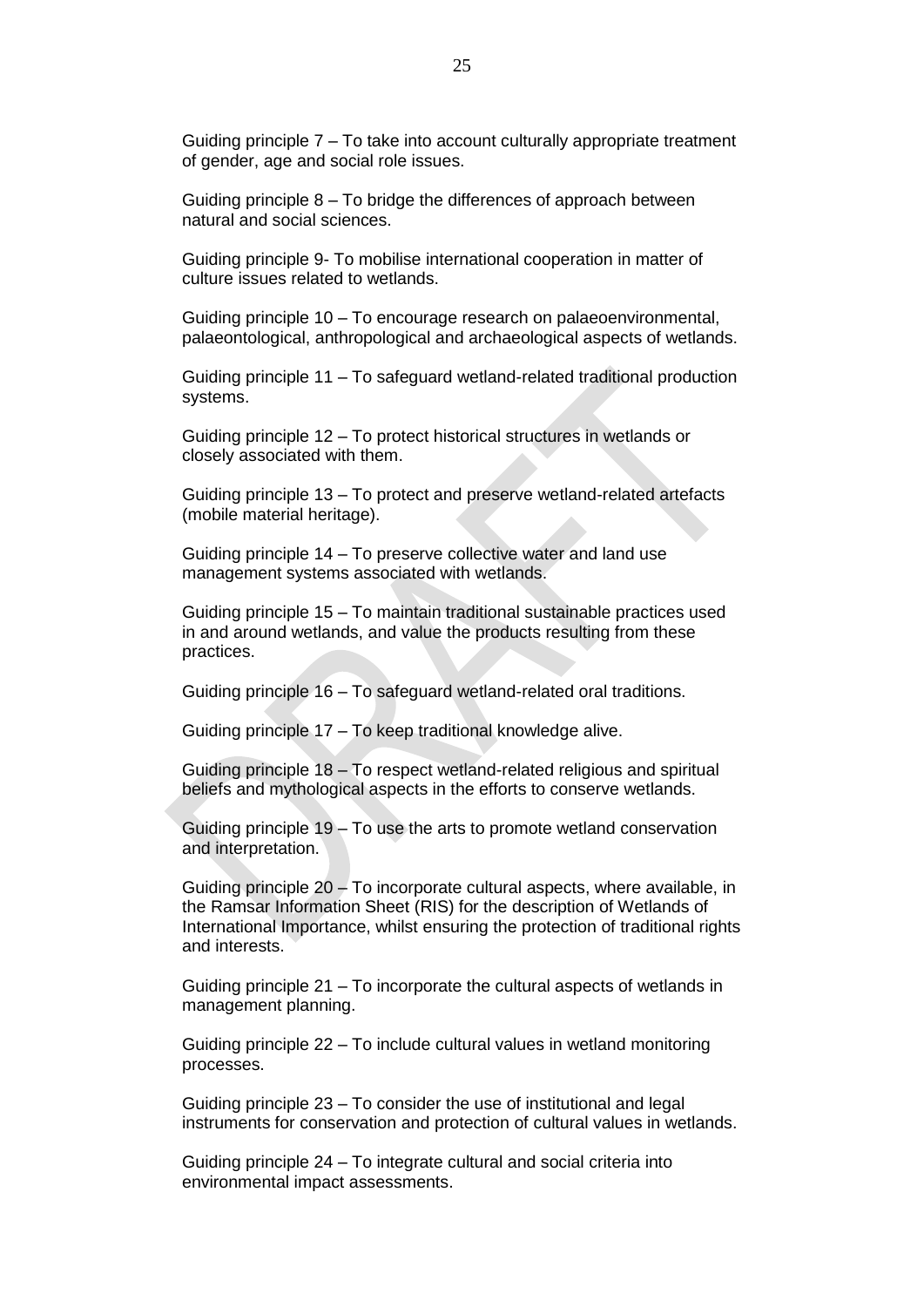Guiding principle 7 – To take into account culturally appropriate treatment of gender, age and social role issues.

Guiding principle 8 – To bridge the differences of approach between natural and social sciences.

Guiding principle 9- To mobilise international cooperation in matter of culture issues related to wetlands.

Guiding principle 10 – To encourage research on palaeoenvironmental, palaeontological, anthropological and archaeological aspects of wetlands.

Guiding principle 11 – To safeguard wetland-related traditional production systems.

Guiding principle 12 – To protect historical structures in wetlands or closely associated with them.

Guiding principle 13 – To protect and preserve wetland-related artefacts (mobile material heritage).

Guiding principle 14 – To preserve collective water and land use management systems associated with wetlands.

Guiding principle 15 – To maintain traditional sustainable practices used in and around wetlands, and value the products resulting from these practices.

Guiding principle 16 – To safeguard wetland-related oral traditions.

Guiding principle 17 – To keep traditional knowledge alive.

Guiding principle 18 – To respect wetland-related religious and spiritual beliefs and mythological aspects in the efforts to conserve wetlands.

Guiding principle 19 – To use the arts to promote wetland conservation and interpretation.

Guiding principle 20 – To incorporate cultural aspects, where available, in the Ramsar Information Sheet (RIS) for the description of Wetlands of International Importance, whilst ensuring the protection of traditional rights and interests.

Guiding principle 21 – To incorporate the cultural aspects of wetlands in management planning.

Guiding principle 22 – To include cultural values in wetland monitoring processes.

Guiding principle 23 – To consider the use of institutional and legal instruments for conservation and protection of cultural values in wetlands.

Guiding principle 24 – To integrate cultural and social criteria into environmental impact assessments.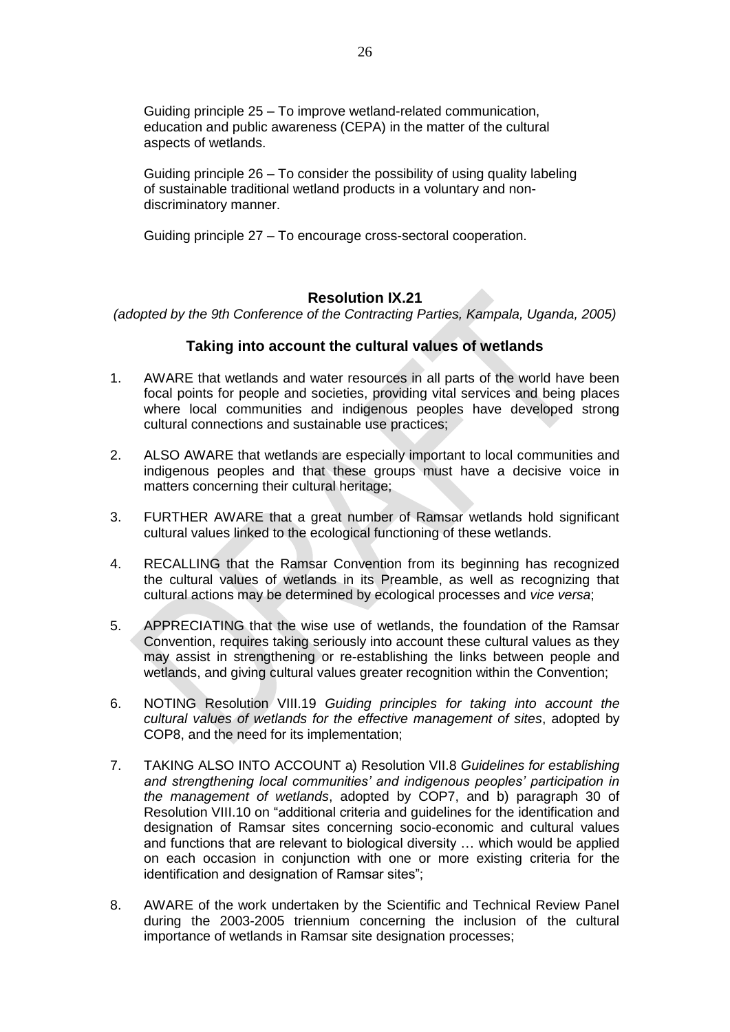Guiding principle 25 – To improve wetland-related communication, education and public awareness (CEPA) in the matter of the cultural aspects of wetlands.

Guiding principle 26 – To consider the possibility of using quality labeling of sustainable traditional wetland products in a voluntary and non-discriminatory manner.

Guiding principle 27 – To encourage cross-sectoral cooperation.

## Resolution IX.21

*(adopted by the 9th Conference of the Contracting Parties, Kampala, Uganda, 2005)*

### Taking into account the cultural values of wetlands

1. AWARE that wetlands and water resources in all parts of the world have been focal points for people and societies, providing vital services and being places where local communities and indigenous peoples have developed strong cultural connections and sustainable use practices;

2. ALSO AWARE that wetlands are especially important to local communities and indigenous peoples and that these groups must have a decisive voice in matters concerning their cultural heritage;

3. FURTHER AWARE that a great number of Ramsar wetlands hold significant cultural values linked to the ecological functioning of these wetlands.

4. RECALLING that the Ramsar Convention from its beginning has recognized the cultural values of wetlands in its Preamble, as well as recognizing that cultural actions may be determined by ecological processes and *vice versa*;

5. APPRECIATING that the wise use of wetlands, the foundation of the Ramsar Convention, requires taking seriously into account these cultural values as they may assist in strengthening or re-establishing the links between people and wetlands, and giving cultural values greater recognition within the Convention;

6. NOTING Resolution VIII.19 *Guiding principles for taking into account the cultural values of wetlands for the effective management of sites*, adopted by COP8, and the need for its implementation;

7. TAKING ALSO INTO ACCOUNT a) Resolution VII.8 *Guidelines for establishing and strengthening local communities' and indigenous peoples' participation in the management of wetlands*, adopted by COP7, and b) paragraph 30 of Resolution VIII.10 on "additional criteria and guidelines for the identification and designation of Ramsar sites concerning socio-economic and cultural values and functions that are relevant to biological diversity … which would be applied on each occasion in conjunction with one or more existing criteria for the identification and designation of Ramsar sites";

8. AWARE of the work undertaken by the Scientific and Technical Review Panel during the 2003-2005 triennium concerning the inclusion of the cultural importance of wetlands in Ramsar site designation processes;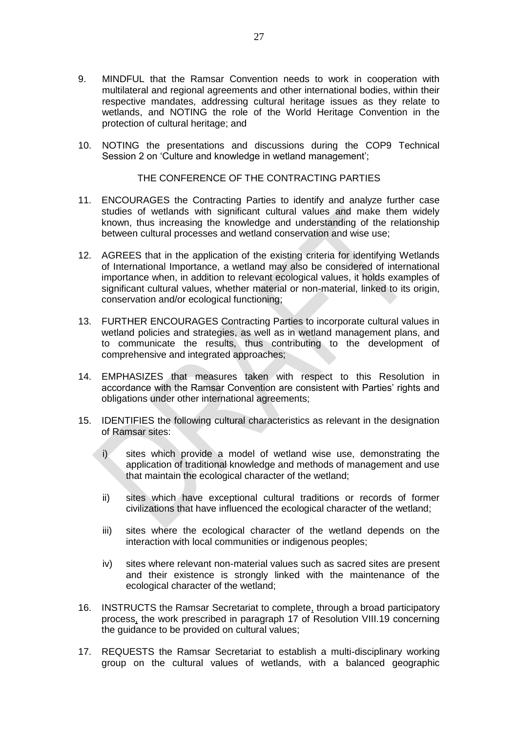9. MINDFUL that the Ramsar Convention needs to work in cooperation with multilateral and regional agreements and other international bodies, within their respective mandates, addressing cultural heritage issues as they relate to wetlands, and NOTING the role of the World Heritage Convention in the protection of cultural heritage; and

10. NOTING the presentations and discussions during the COP9 Technical Session 2 on 'Culture and knowledge in wetland management';

THE CONFERENCE OF THE CONTRACTING PARTIES

11. ENCOURAGES the Contracting Parties to identify and analyze further case studies of wetlands with significant cultural values and make them widely known, thus increasing the knowledge and understanding of the relationship between cultural processes and wetland conservation and wise use;

12. AGREES that in the application of the existing criteria for identifying Wetlands of International Importance, a wetland may also be considered of international importance when, in addition to relevant ecological values, it holds examples of significant cultural values, whether material or non-material, linked to its origin, conservation and/or ecological functioning;

13. FURTHER ENCOURAGES Contracting Parties to incorporate cultural values in wetland policies and strategies, as well as in wetland management plans, and to communicate the results, thus contributing to the development of comprehensive and integrated approaches;

14. EMPHASIZES that measures taken with respect to this Resolution in accordance with the Ramsar Convention are consistent with Parties' rights and obligations under other international agreements;

15. IDENTIFIES the following cultural characteristics as relevant in the designation of Ramsar sites:

    i) sites which provide a model of wetland wise use, demonstrating the application of traditional knowledge and methods of management and use that maintain the ecological character of the wetland;

    ii) sites which have exceptional cultural traditions or records of former civilizations that have influenced the ecological character of the wetland;

    iii) sites where the ecological character of the wetland depends on the interaction with local communities or indigenous peoples;

    iv) sites where relevant non-material values such as sacred sites are present and their existence is strongly linked with the maintenance of the ecological character of the wetland;

16. INSTRUCTS the Ramsar Secretariat to complete, through a broad participatory process, the work prescribed in paragraph 17 of Resolution VIII.19 concerning the guidance to be provided on cultural values;

17. REQUESTS the Ramsar Secretariat to establish a multi-disciplinary working group on the cultural values of wetlands, with a balanced geographic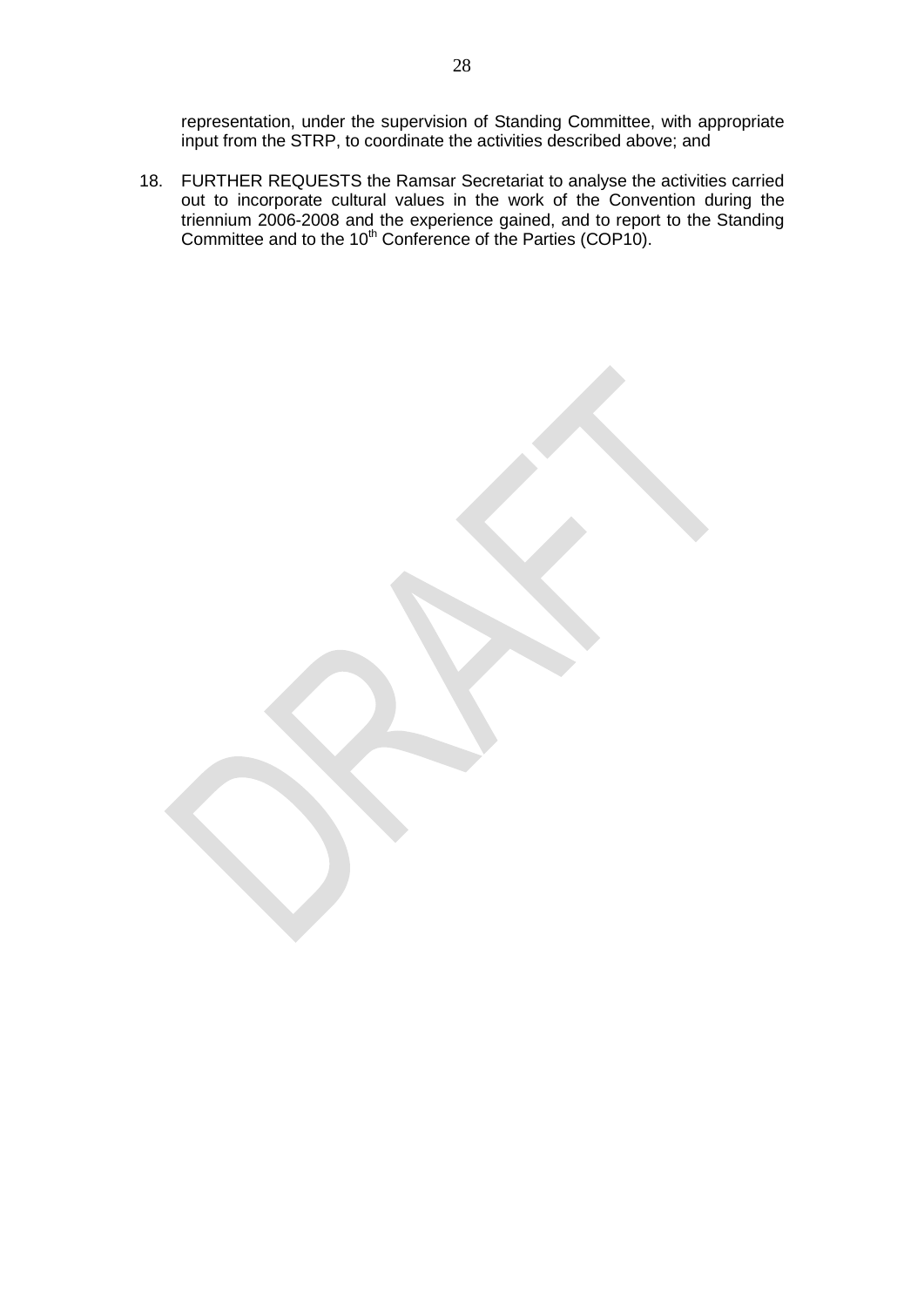representation, under the supervision of Standing Committee, with appropriate input from the STRP, to coordinate the activities described above; and

18. FURTHER REQUESTS the Ramsar Secretariat to analyse the activities carried out to incorporate cultural values in the work of the Convention during the triennium 2006-2008 and the experience gained, and to report to the Standing Committee and to the 10th Conference of the Parties (COP10).